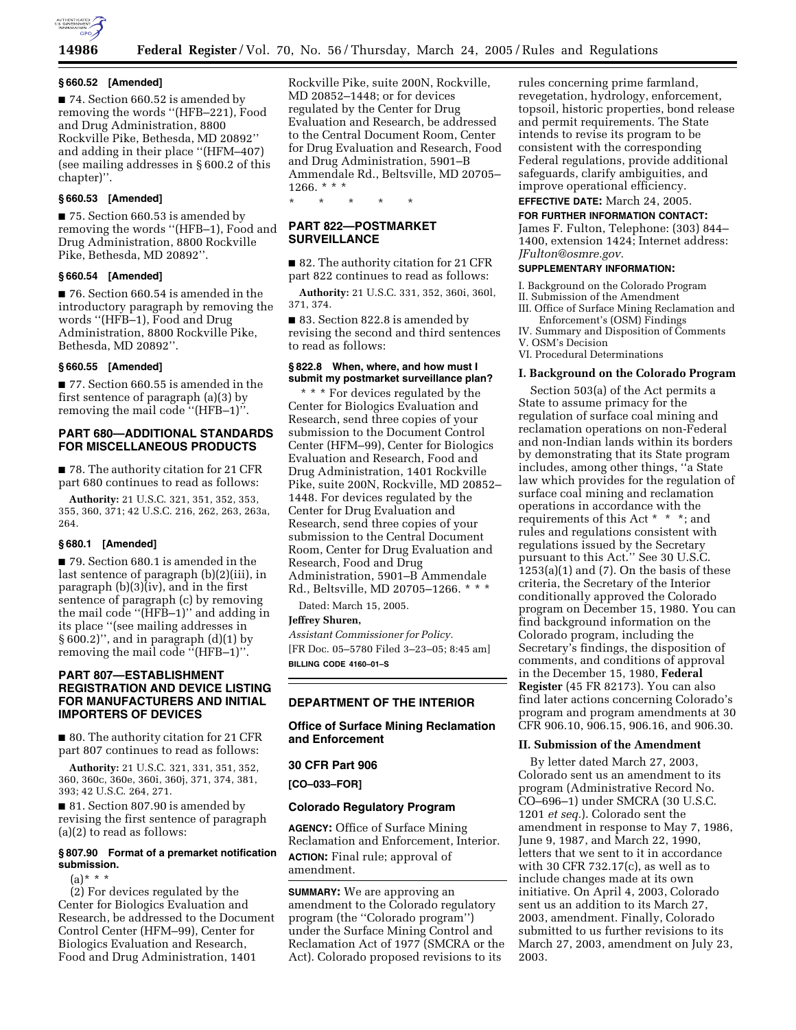### § 660.52 [Amended]

■ 74. Section 660.52 is amended by removing the words ''(HFB–221), Food and Drug Administration, 8800 Rockville Pike, Bethesda, MD 20892'' and adding in their place ''(HFM–407) (see mailing addresses in § 600.2 of this chapter)''.

### § 660.53 [Amended]

■ 75. Section 660.53 is amended by removing the words ''(HFB–1), Food and Drug Administration, 8800 Rockville Pike, Bethesda, MD 20892''.

### § 660.54 [Amended]

■ 76. Section 660.54 is amended in the introductory paragraph by removing the words ''(HFB–1), Food and Drug Administration, 8800 Rockville Pike, Bethesda, MD 20892''.

### § 660.55 [Amended]

■ 77. Section 660.55 is amended in the first sentence of paragraph (a)(3) by removing the mail code ''(HFB–1)''.

## PART 680—ADDITIONAL STANDARDS FOR MISCELLANEOUS PRODUCTS

■ 78. The authority citation for 21 CFR part 680 continues to read as follows:

**Authority:** 21 U.S.C. 321, 351, 352, 353, 355, 360, 371; 42 U.S.C. 216, 262, 263, 263a, 264.

### § 680.1 [Amended]

■ 79. Section 680.1 is amended in the last sentence of paragraph (b)(2)(iii), in paragraph (b)(3)(iv), and in the first sentence of paragraph (c) by removing the mail code ''(HFB–1)'' and adding in its place ''(see mailing addresses in § 600.2)'', and in paragraph (d)(1) by removing the mail code ''(HFB–1)''.

## PART 807—ESTABLISHMENT REGISTRATION AND DEVICE LISTING FOR MANUFACTURERS AND INITIAL IMPORTERS OF DEVICES

■ 80. The authority citation for 21 CFR part 807 continues to read as follows:

**Authority:** 21 U.S.C. 321, 331, 351, 352, 360, 360c, 360e, 360i, 360j, 371, 374, 381, 393; 42 U.S.C. 264, 271.

■ 81. Section 807.90 is amended by revising the first sentence of paragraph (a)(2) to read as follows:

### § 807.90 Format of a premarket notification submission.

(a)* * *

(2) For devices regulated by the Center for Biologics Evaluation and Research, be addressed to the Document Control Center (HFM–99), Center for Biologics Evaluation and Research, Food and Drug Administration, 1401 Rockville Pike, suite 200N, Rockville, MD 20852–1448; or for devices regulated by the Center for Drug Evaluation and Research, be addressed to the Central Document Room, Center for Drug Evaluation and Research, Food and Drug Administration, 5901–B Ammendale Rd., Beltsville, MD 20705–1266. * * *

\* \* \* \* \*

## PART 822—POSTMARKET SURVEILLANCE

■ 82. The authority citation for 21 CFR part 822 continues to read as follows:

**Authority:** 21 U.S.C. 331, 352, 360i, 360l, 371, 374.

■ 83. Section 822.8 is amended by revising the second and third sentences to read as follows:

### § 822.8 When, where, and how must I submit my postmarket surveillance plan?

\* \* \* For devices regulated by the Center for Biologics Evaluation and Research, send three copies of your submission to the Document Control Center (HFM–99), Center for Biologics Evaluation and Research, Food and Drug Administration, 1401 Rockville Pike, suite 200N, Rockville, MD 20852–1448. For devices regulated by the Center for Drug Evaluation and Research, send three copies of your submission to the Central Document Room, Center for Drug Evaluation and Research, Food and Drug Administration, 5901–B Ammendale Rd., Beltsville, MD 20705–1266. * * *

Dated: March 15, 2005.

**Jeffrey Shuren,**

*Assistant Commissioner for Policy.*

[FR Doc. 05–5780 Filed 3–23–05; 8:45 am]

**BILLING CODE 4160–01–S**

---

## DEPARTMENT OF THE INTERIOR

### Office of Surface Mining Reclamation and Enforcement

### 30 CFR Part 906

**[CO–033–FOR]**

### Colorado Regulatory Program

**AGENCY:** Office of Surface Mining Reclamation and Enforcement, Interior.

**ACTION:** Final rule; approval of amendment.

**SUMMARY:** We are approving an amendment to the Colorado regulatory program (the ''Colorado program'') under the Surface Mining Control and Reclamation Act of 1977 (SMCRA or the Act). Colorado proposed revisions to its rules concerning prime farmland, revegetation, hydrology, enforcement, topsoil, historic properties, bond release and permit requirements. The State intends to revise its program to be consistent with the corresponding Federal regulations, provide additional safeguards, clarify ambiguities, and improve operational efficiency.

**EFFECTIVE DATE:** March 24, 2005.

**FOR FURTHER INFORMATION CONTACT:** James F. Fulton, Telephone: (303) 844–1400, extension 1424; Internet address: *JFulton@osmre.gov.*

**SUPPLEMENTARY INFORMATION:**

I. Background on the Colorado Program
II. Submission of the Amendment
III. Office of Surface Mining Reclamation and Enforcement's (OSM) Findings
IV. Summary and Disposition of Comments
V. OSM's Decision
VI. Procedural Determinations

### I. Background on the Colorado Program

Section 503(a) of the Act permits a State to assume primacy for the regulation of surface coal mining and reclamation operations on non-Federal and non-Indian lands within its borders by demonstrating that its State program includes, among other things, ''a State law which provides for the regulation of surface coal mining and reclamation operations in accordance with the requirements of this Act * * *; and rules and regulations consistent with regulations issued by the Secretary pursuant to this Act.'' See 30 U.S.C. 1253(a)(1) and (7). On the basis of these criteria, the Secretary of the Interior conditionally approved the Colorado program on December 15, 1980. You can find background information on the Colorado program, including the Secretary's findings, the disposition of comments, and conditions of approval in the December 15, 1980, **Federal Register** (45 FR 82173). You can also find later actions concerning Colorado's program and program amendments at 30 CFR 906.10, 906.15, 906.16, and 906.30.

### II. Submission of the Amendment

By letter dated March 27, 2003, Colorado sent us an amendment to its program (Administrative Record No. CO–696–1) under SMCRA (30 U.S.C. 1201 *et seq.*). Colorado sent the amendment in response to May 7, 1986, June 9, 1987, and March 22, 1990, letters that we sent to it in accordance with 30 CFR 732.17(c), as well as to include changes made at its own initiative. On April 4, 2003, Colorado sent us an addition to its March 27, 2003, amendment. Finally, Colorado submitted to us further revisions to its March 27, 2003, amendment on July 23, 2003.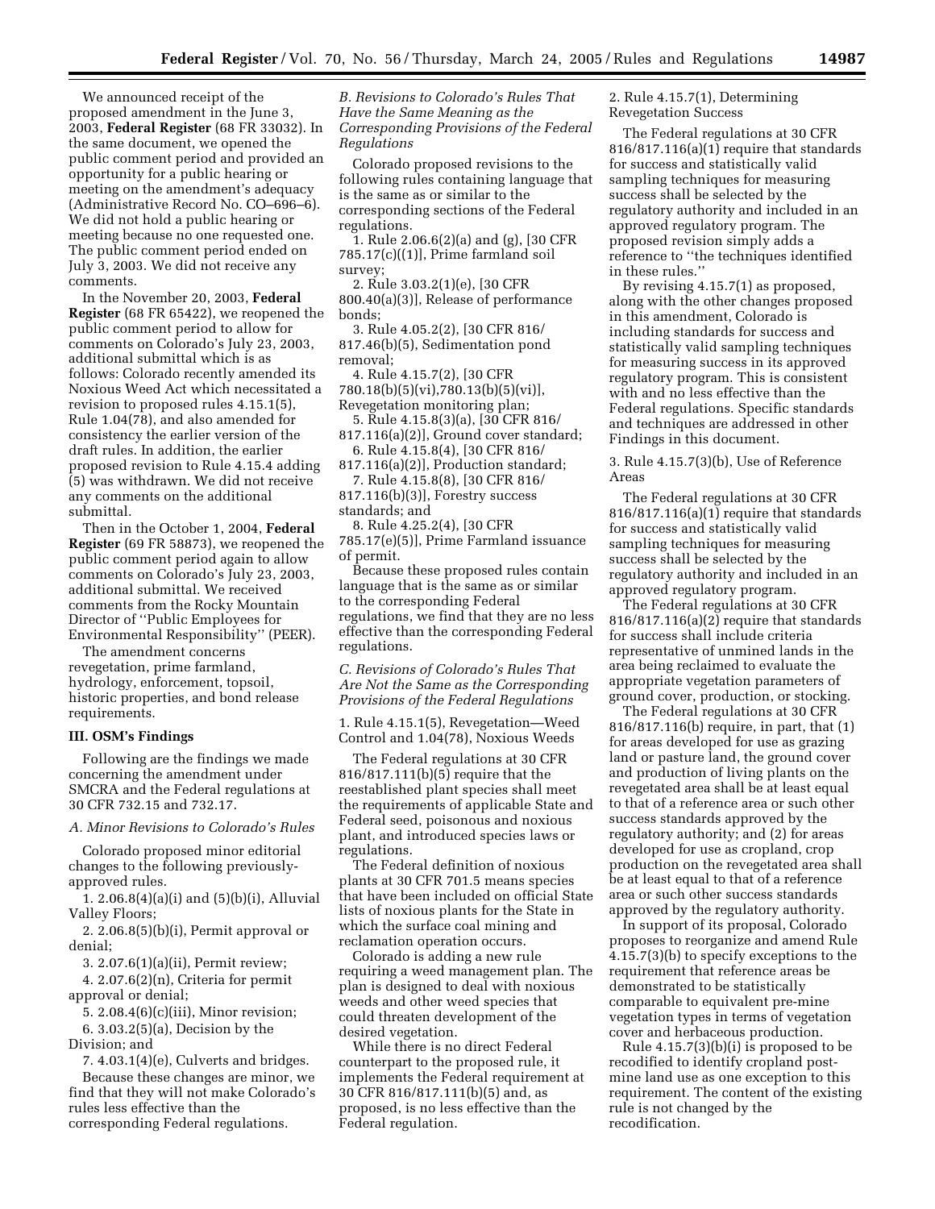We announced receipt of the proposed amendment in the June 3, 2003, **Federal Register** (68 FR 33032). In the same document, we opened the public comment period and provided an opportunity for a public hearing or meeting on the amendment's adequacy (Administrative Record No. CO–696–6). We did not hold a public hearing or meeting because no one requested one. The public comment period ended on July 3, 2003. We did not receive any comments.

In the November 20, 2003, **Federal Register** (68 FR 65422), we reopened the public comment period to allow for comments on Colorado's July 23, 2003, additional submittal which is as follows: Colorado recently amended its Noxious Weed Act which necessitated a revision to proposed rules 4.15.1(5), Rule 1.04(78), and also amended for consistency the earlier version of the draft rules. In addition, the earlier proposed revision to Rule 4.15.4 adding (5) was withdrawn. We did not receive any comments on the additional submittal.

Then in the October 1, 2004, **Federal Register** (69 FR 58873), we reopened the public comment period again to allow comments on Colorado's July 23, 2003, additional submittal. We received comments from the Rocky Mountain Director of ''Public Employees for Environmental Responsibility'' (PEER).

The amendment concerns revegetation, prime farmland, hydrology, enforcement, topsoil, historic properties, and bond release requirements.

## III. OSM's Findings

Following are the findings we made concerning the amendment under SMCRA and the Federal regulations at 30 CFR 732.15 and 732.17.

### *A. Minor Revisions to Colorado's Rules*

Colorado proposed minor editorial changes to the following previously-approved rules.

1. 2.06.8(4)(a)(i) and (5)(b)(i), Alluvial Valley Floors;
2. 2.06.8(5)(b)(i), Permit approval or denial;
3. 2.07.6(1)(a)(ii), Permit review;
4. 2.07.6(2)(n), Criteria for permit approval or denial;
5. 2.08.4(6)(c)(iii), Minor revision;
6. 3.03.2(5)(a), Decision by the Division; and
7. 4.03.1(4)(e), Culverts and bridges.

Because these changes are minor, we find that they will not make Colorado's rules less effective than the corresponding Federal regulations.

### *B. Revisions to Colorado's Rules That Have the Same Meaning as the Corresponding Provisions of the Federal Regulations*

Colorado proposed revisions to the following rules containing language that is the same as or similar to the corresponding sections of the Federal regulations.

1. Rule 2.06.6(2)(a) and (g), [30 CFR 785.17(c)((1)], Prime farmland soil survey;
2. Rule 3.03.2(1)(e), [30 CFR 800.40(a)(3)], Release of performance bonds;
3. Rule 4.05.2(2), [30 CFR 816/817.46(b)(5), Sedimentation pond removal;
4. Rule 4.15.7(2), [30 CFR 780.18(b)(5)(vi),780.13(b)(5)(vi)], Revegetation monitoring plan;
5. Rule 4.15.8(3)(a), [30 CFR 816/817.116(a)(2)], Ground cover standard;
6. Rule 4.15.8(4), [30 CFR 816/817.116(a)(2)], Production standard;
7. Rule 4.15.8(8), [30 CFR 816/817.116(b)(3)], Forestry success standards; and
8. Rule 4.25.2(4), [30 CFR 785.17(e)(5)], Prime Farmland issuance of permit.

Because these proposed rules contain language that is the same as or similar to the corresponding Federal regulations, we find that they are no less effective than the corresponding Federal regulations.

### *C. Revisions of Colorado's Rules That Are Not the Same as the Corresponding Provisions of the Federal Regulations*

1. Rule 4.15.1(5), Revegetation—Weed Control and 1.04(78), Noxious Weeds

The Federal regulations at 30 CFR 816/817.111(b)(5) require that the reestablished plant species shall meet the requirements of applicable State and Federal seed, poisonous and noxious plant, and introduced species laws or regulations.

The Federal definition of noxious plants at 30 CFR 701.5 means species that have been included on official State lists of noxious plants for the State in which the surface coal mining and reclamation operation occurs.

Colorado is adding a new rule requiring a weed management plan. The plan is designed to deal with noxious weeds and other weed species that could threaten development of the desired vegetation.

While there is no direct Federal counterpart to the proposed rule, it implements the Federal requirement at 30 CFR 816/817.111(b)(5) and, as proposed, is no less effective than the Federal regulation.

2. Rule 4.15.7(1), Determining Revegetation Success

The Federal regulations at 30 CFR 816/817.116(a)(1) require that standards for success and statistically valid sampling techniques for measuring success shall be selected by the regulatory authority and included in an approved regulatory program. The proposed revision simply adds a reference to ''the techniques identified in these rules.''

By revising 4.15.7(1) as proposed, along with the other changes proposed in this amendment, Colorado is including standards for success and statistically valid sampling techniques for measuring success in its approved regulatory program. This is consistent with and no less effective than the Federal regulations. Specific standards and techniques are addressed in other Findings in this document.

3. Rule 4.15.7(3)(b), Use of Reference Areas

The Federal regulations at 30 CFR 816/817.116(a)(1) require that standards for success and statistically valid sampling techniques for measuring success shall be selected by the regulatory authority and included in an approved regulatory program.

The Federal regulations at 30 CFR 816/817.116(a)(2) require that standards for success shall include criteria representative of unmined lands in the area being reclaimed to evaluate the appropriate vegetation parameters of ground cover, production, or stocking.

The Federal regulations at 30 CFR 816/817.116(b) require, in part, that (1) for areas developed for use as grazing land or pasture land, the ground cover and production of living plants on the revegetated area shall be at least equal to that of a reference area or such other success standards approved by the regulatory authority; and (2) for areas developed for use as cropland, crop production on the revegetated area shall be at least equal to that of a reference area or such other success standards approved by the regulatory authority.

In support of its proposal, Colorado proposes to reorganize and amend Rule 4.15.7(3)(b) to specify exceptions to the requirement that reference areas be demonstrated to be statistically comparable to equivalent pre-mine vegetation types in terms of vegetation cover and herbaceous production.

Rule 4.15.7(3)(b)(i) is proposed to be recodified to identify cropland post-mine land use as one exception to this requirement. The content of the existing rule is not changed by the recodification.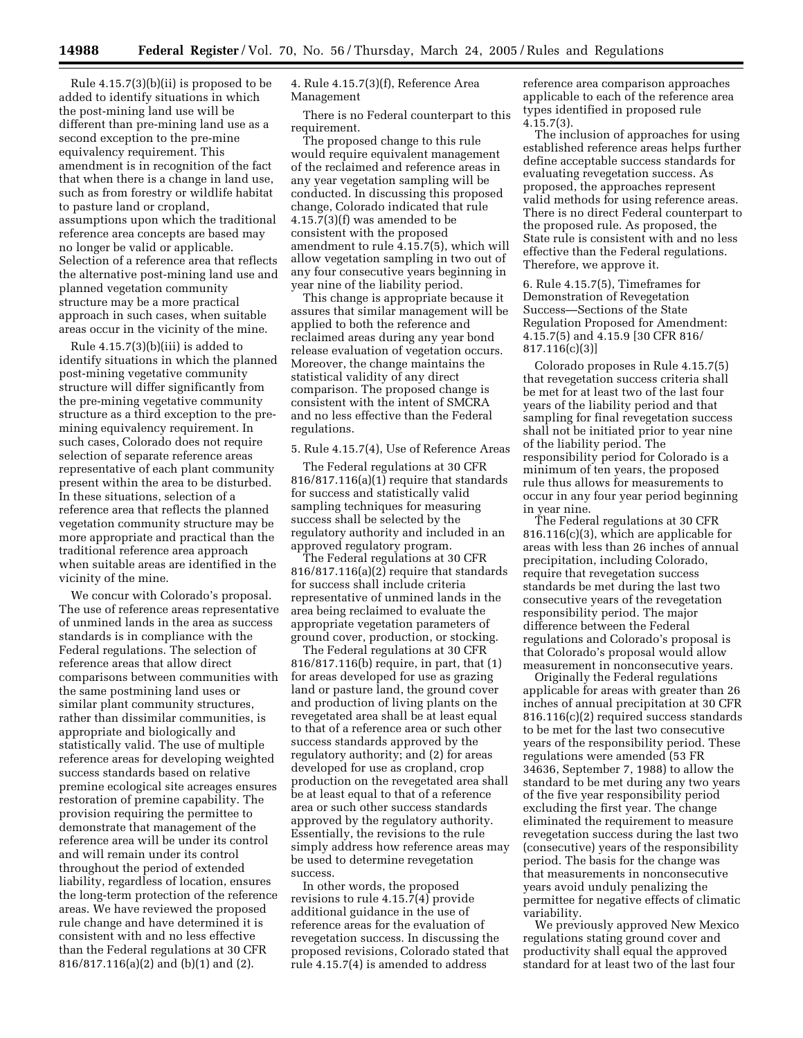Rule 4.15.7(3)(b)(ii) is proposed to be added to identify situations in which the post-mining land use will be different than pre-mining land use as a second exception to the pre-mine equivalency requirement. This amendment is in recognition of the fact that when there is a change in land use, such as from forestry or wildlife habitat to pasture land or cropland, assumptions upon which the traditional reference area concepts are based may no longer be valid or applicable. Selection of a reference area that reflects the alternative post-mining land use and planned vegetation community structure may be a more practical approach in such cases, when suitable areas occur in the vicinity of the mine.

Rule 4.15.7(3)(b)(iii) is added to identify situations in which the planned post-mining vegetative community structure will differ significantly from the pre-mining vegetative community structure as a third exception to the pre-mining equivalency requirement. In such cases, Colorado does not require selection of separate reference areas representative of each plant community present within the area to be disturbed. In these situations, selection of a reference area that reflects the planned vegetation community structure may be more appropriate and practical than the traditional reference area approach when suitable areas are identified in the vicinity of the mine.

We concur with Colorado's proposal. The use of reference areas representative of unmined lands in the area as success standards is in compliance with the Federal regulations. The selection of reference areas that allow direct comparisons between communities with the same postmining land uses or similar plant community structures, rather than dissimilar communities, is appropriate and biologically and statistically valid. The use of multiple reference areas for developing weighted success standards based on relative premine ecological site acreages ensures restoration of premine capability. The provision requiring the permittee to demonstrate that management of the reference area will be under its control and will remain under its control throughout the period of extended liability, regardless of location, ensures the long-term protection of the reference areas. We have reviewed the proposed rule change and have determined it is consistent with and no less effective than the Federal regulations at 30 CFR 816/817.116(a)(2) and (b)(1) and (2).

4. Rule 4.15.7(3)(f), Reference Area Management

There is no Federal counterpart to this requirement.

The proposed change to this rule would require equivalent management of the reclaimed and reference areas in any year vegetation sampling will be conducted. In discussing this proposed change, Colorado indicated that rule 4.15.7(3)(f) was amended to be consistent with the proposed amendment to rule 4.15.7(5), which will allow vegetation sampling in two out of any four consecutive years beginning in year nine of the liability period.

This change is appropriate because it assures that similar management will be applied to both the reference and reclaimed areas during any year bond release evaluation of vegetation occurs. Moreover, the change maintains the statistical validity of any direct comparison. The proposed change is consistent with the intent of SMCRA and no less effective than the Federal regulations.

5. Rule 4.15.7(4), Use of Reference Areas

The Federal regulations at 30 CFR 816/817.116(a)(1) require that standards for success and statistically valid sampling techniques for measuring success shall be selected by the regulatory authority and included in an approved regulatory program.

The Federal regulations at 30 CFR 816/817.116(a)(2) require that standards for success shall include criteria representative of unmined lands in the area being reclaimed to evaluate the appropriate vegetation parameters of ground cover, production, or stocking.

The Federal regulations at 30 CFR 816/817.116(b) require, in part, that (1) for areas developed for use as grazing land or pasture land, the ground cover and production of living plants on the revegetated area shall be at least equal to that of a reference area or such other success standards approved by the regulatory authority; and (2) for areas developed for use as cropland, crop production on the revegetated area shall be at least equal to that of a reference area or such other success standards approved by the regulatory authority. Essentially, the revisions to the rule simply address how reference areas may be used to determine revegetation success.

In other words, the proposed revisions to rule 4.15.7(4) provide additional guidance in the use of reference areas for the evaluation of revegetation success. In discussing the proposed revisions, Colorado stated that rule 4.15.7(4) is amended to address reference area comparison approaches applicable to each of the reference area types identified in proposed rule 4.15.7(3).

The inclusion of approaches for using established reference areas helps further define acceptable success standards for evaluating revegetation success. As proposed, the approaches represent valid methods for using reference areas. There is no direct Federal counterpart to the proposed rule. As proposed, the State rule is consistent with and no less effective than the Federal regulations. Therefore, we approve it.

6. Rule 4.15.7(5), Timeframes for Demonstration of Revegetation Success—Sections of the State Regulation Proposed for Amendment: 4.15.7(5) and 4.15.9 [30 CFR 816/817.116(c)(3)]

Colorado proposes in Rule 4.15.7(5) that revegetation success criteria shall be met for at least two of the last four years of the liability period and that sampling for final revegetation success shall not be initiated prior to year nine of the liability period. The responsibility period for Colorado is a minimum of ten years, the proposed rule thus allows for measurements to occur in any four year period beginning in year nine.

The Federal regulations at 30 CFR 816.116(c)(3), which are applicable for areas with less than 26 inches of annual precipitation, including Colorado, require that revegetation success standards be met during the last two consecutive years of the revegetation responsibility period. The major difference between the Federal regulations and Colorado's proposal is that Colorado's proposal would allow measurement in nonconsecutive years.

Originally the Federal regulations applicable for areas with greater than 26 inches of annual precipitation at 30 CFR 816.116(c)(2) required success standards to be met for the last two consecutive years of the responsibility period. These regulations were amended (53 FR 34636, September 7, 1988) to allow the standard to be met during any two years of the five year responsibility period excluding the first year. The change eliminated the requirement to measure revegetation success during the last two (consecutive) years of the responsibility period. The basis for the change was that measurements in nonconsecutive years avoid unduly penalizing the permittee for negative effects of climatic variability.

We previously approved New Mexico regulations stating ground cover and productivity shall equal the approved standard for at least two of the last four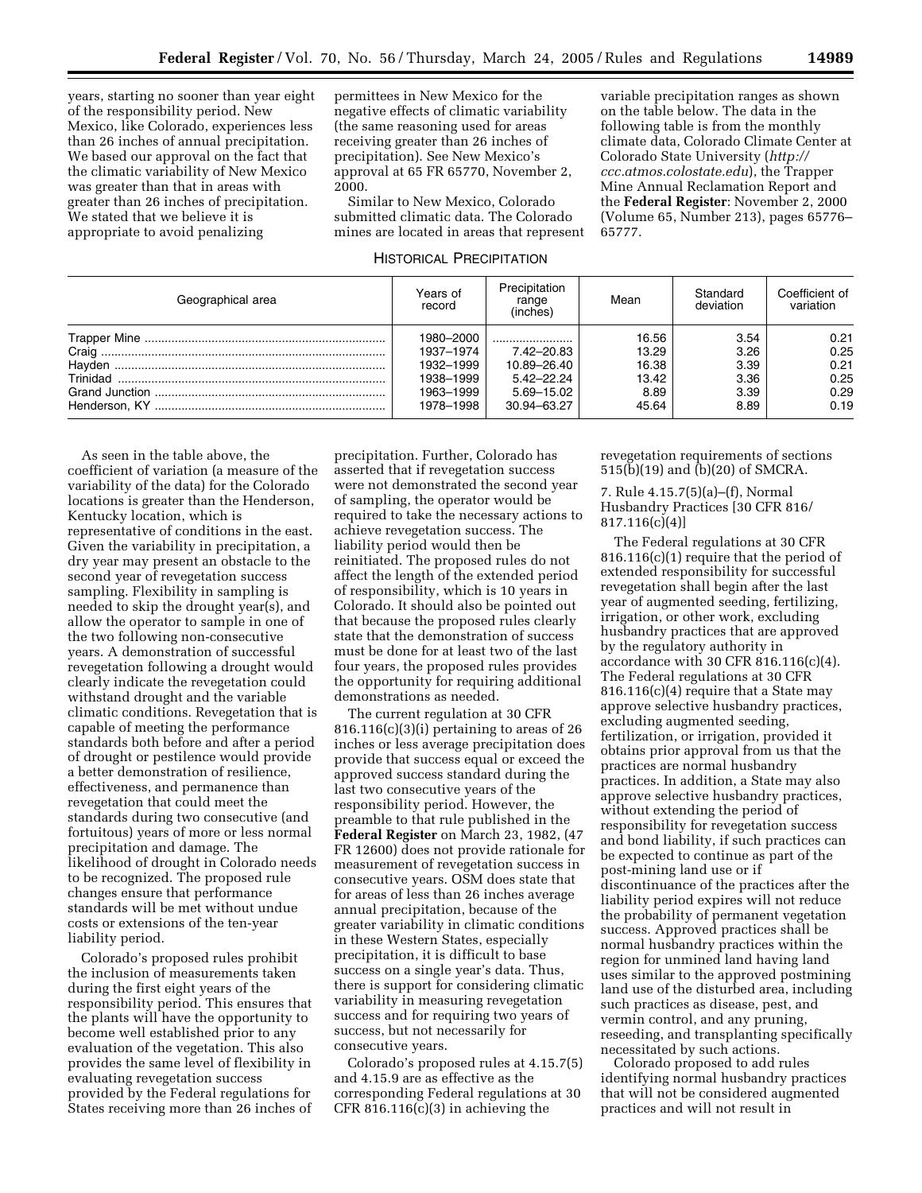years, starting no sooner than year eight of the responsibility period. New Mexico, like Colorado, experiences less than 26 inches of annual precipitation. We based our approval on the fact that the climatic variability of New Mexico was greater than that in areas with greater than 26 inches of precipitation. We stated that we believe it is appropriate to avoid penalizing permittees in New Mexico for the negative effects of climatic variability (the same reasoning used for areas receiving greater than 26 inches of precipitation). See New Mexico's approval at 65 FR 65770, November 2, 2000.

Similar to New Mexico, Colorado submitted climatic data. The Colorado mines are located in areas that represent variable precipitation ranges as shown on the table below. The data in the following table is from the monthly climate data, Colorado Climate Center at Colorado State University (*http://ccc.atmos.colostate.edu*), the Trapper Mine Annual Reclamation Report and the **Federal Register**: November 2, 2000 (Volume 65, Number 213), pages 65776–65777.

HISTORICAL PRECIPITATION

| Geographical area | Years of record | Precipitation range (inches) | Mean | Standard deviation | Coefficient of variation |
|---|---|---|---|---|---|
| Trapper Mine | 1980–2000 | | 16.56 | 3.54 | 0.21 |
| Craig | 1937–1974 | 7.42–20.83 | 13.29 | 3.26 | 0.25 |
| Hayden | 1932–1999 | 10.89–26.40 | 16.38 | 3.39 | 0.21 |
| Trinidad | 1938–1999 | 5.42–22.24 | 13.42 | 3.36 | 0.25 |
| Grand Junction | 1963–1999 | 5.69–15.02 | 8.89 | 3.39 | 0.29 |
| Henderson, KY | 1978–1998 | 30.94–63.27 | 45.64 | 8.89 | 0.19 |

As seen in the table above, the coefficient of variation (a measure of the variability of the data) for the Colorado locations is greater than the Henderson, Kentucky location, which is representative of conditions in the east. Given the variability in precipitation, a dry year may present an obstacle to the second year of revegetation success sampling. Flexibility in sampling is needed to skip the drought year(s), and allow the operator to sample in one of the two following non-consecutive years. A demonstration of successful revegetation following a drought would clearly indicate the revegetation could withstand drought and the variable climatic conditions. Revegetation that is capable of meeting the performance standards both before and after a period of drought or pestilence would provide a better demonstration of resilience, effectiveness, and permanence than revegetation that could meet the standards during two consecutive (and fortuitous) years of more or less normal precipitation and damage. The likelihood of drought in Colorado needs to be recognized. The proposed rule changes ensure that performance standards will be met without undue costs or extensions of the ten-year liability period.

Colorado's proposed rules prohibit the inclusion of measurements taken during the first eight years of the responsibility period. This ensures that the plants will have the opportunity to become well established prior to any evaluation of the vegetation. This also provides the same level of flexibility in evaluating revegetation success provided by the Federal regulations for States receiving more than 26 inches of precipitation. Further, Colorado has asserted that if revegetation success were not demonstrated the second year of sampling, the operator would be required to take the necessary actions to achieve revegetation success. The liability period would then be reinitiated. The proposed rules do not affect the length of the extended period of responsibility, which is 10 years in Colorado. It should also be pointed out that because the proposed rules clearly state that the demonstration of success must be done for at least two of the last four years, the proposed rules provides the opportunity for requiring additional demonstrations as needed.

The current regulation at 30 CFR 816.116(c)(3)(i) pertaining to areas of 26 inches or less average precipitation does provide that success equal or exceed the approved success standard during the last two consecutive years of the responsibility period. However, the preamble to that rule published in the **Federal Register** on March 23, 1982, (47 FR 12600) does not provide rationale for measurement of revegetation success in consecutive years. OSM does state that for areas of less than 26 inches average annual precipitation, because of the greater variability in climatic conditions in these Western States, especially precipitation, it is difficult to base success on a single year's data. Thus, there is support for considering climatic variability in measuring revegetation success and for requiring two years of success, but not necessarily for consecutive years.

Colorado's proposed rules at 4.15.7(5) and 4.15.9 are as effective as the corresponding Federal regulations at 30 CFR 816.116(c)(3) in achieving the revegetation requirements of sections 515(b)(19) and (b)(20) of SMCRA.

7. Rule 4.15.7(5)(a)–(f), Normal Husbandry Practices [30 CFR 816/817.116(c)(4)]

The Federal regulations at 30 CFR 816.116(c)(1) require that the period of extended responsibility for successful revegetation shall begin after the last year of augmented seeding, fertilizing, irrigation, or other work, excluding husbandry practices that are approved by the regulatory authority in accordance with 30 CFR 816.116(c)(4). The Federal regulations at 30 CFR 816.116(c)(4) require that a State may approve selective husbandry practices, excluding augmented seeding, fertilization, or irrigation, provided it obtains prior approval from us that the practices are normal husbandry practices. In addition, a State may also approve selective husbandry practices, without extending the period of responsibility for revegetation success and bond liability, if such practices can be expected to continue as part of the post-mining land use or if discontinuance of the practices after the liability period expires will not reduce the probability of permanent vegetation success. Approved practices shall be normal husbandry practices within the region for unmined land having land uses similar to the approved postmining land use of the disturbed area, including such practices as disease, pest, and vermin control, and any pruning, reseeding, and transplanting specifically necessitated by such actions.

Colorado proposed to add rules identifying normal husbandry practices that will not be considered augmented practices and will not result in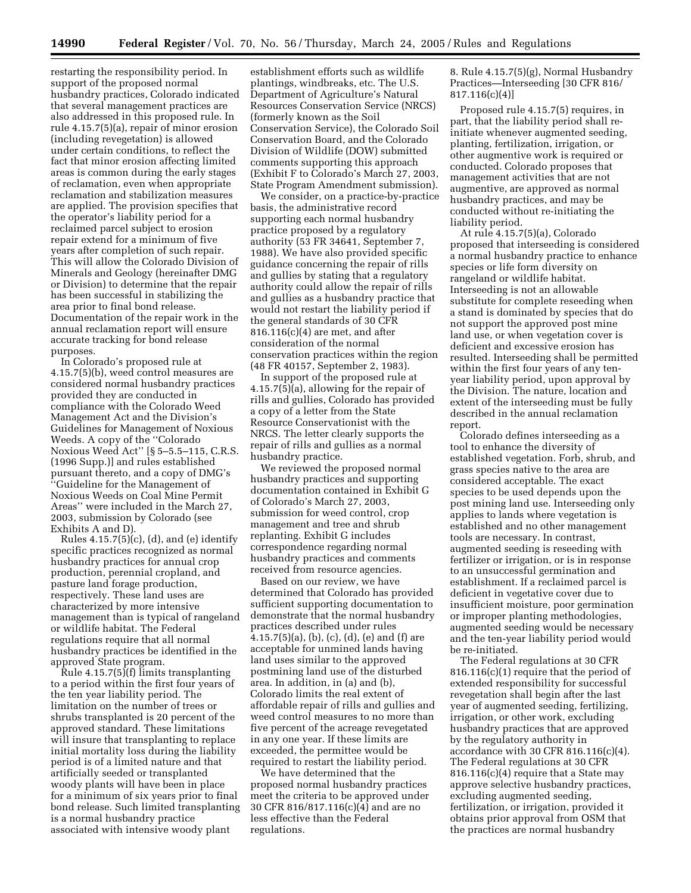restarting the responsibility period. In support of the proposed normal husbandry practices, Colorado indicated that several management practices are also addressed in this proposed rule. In rule 4.15.7(5)(a), repair of minor erosion (including revegetation) is allowed under certain conditions, to reflect the fact that minor erosion affecting limited areas is common during the early stages of reclamation, even when appropriate reclamation and stabilization measures are applied. The provision specifies that the operator's liability period for a reclaimed parcel subject to erosion repair extend for a minimum of five years after completion of such repair. This will allow the Colorado Division of Minerals and Geology (hereinafter DMG or Division) to determine that the repair has been successful in stabilizing the area prior to final bond release. Documentation of the repair work in the annual reclamation report will ensure accurate tracking for bond release purposes.

In Colorado's proposed rule at 4.15.7(5)(b), weed control measures are considered normal husbandry practices provided they are conducted in compliance with the Colorado Weed Management Act and the Division's Guidelines for Management of Noxious Weeds. A copy of the "Colorado Noxious Weed Act" [§ 5–5.5–115, C.R.S. (1996 Supp.)] and rules established pursuant thereto, and a copy of DMG's "Guideline for the Management of Noxious Weeds on Coal Mine Permit Areas" were included in the March 27, 2003, submission by Colorado (see Exhibits A and D).

Rules 4.15.7(5)(c), (d), and (e) identify specific practices recognized as normal husbandry practices for annual crop production, perennial cropland, and pasture land forage production, respectively. These land uses are characterized by more intensive management than is typical of rangeland or wildlife habitat. The Federal regulations require that all normal husbandry practices be identified in the approved State program.

Rule 4.15.7(5)(f) limits transplanting to a period within the first four years of the ten year liability period. The limitation on the number of trees or shrubs transplanted is 20 percent of the approved standard. These limitations will insure that transplanting to replace initial mortality loss during the liability period is of a limited nature and that artificially seeded or transplanted woody plants will have been in place for a minimum of six years prior to final bond release. Such limited transplanting is a normal husbandry practice associated with intensive woody plant establishment efforts such as wildlife plantings, windbreaks, etc. The U.S. Department of Agriculture's Natural Resources Conservation Service (NRCS) (formerly known as the Soil Conservation Service), the Colorado Soil Conservation Board, and the Colorado Division of Wildlife (DOW) submitted comments supporting this approach (Exhibit F to Colorado's March 27, 2003, State Program Amendment submission).

We consider, on a practice-by-practice basis, the administrative record supporting each normal husbandry practice proposed by a regulatory authority (53 FR 34641, September 7, 1988). We have also provided specific guidance concerning the repair of rills and gullies by stating that a regulatory authority could allow the repair of rills and gullies as a husbandry practice that would not restart the liability period if the general standards of 30 CFR 816.116(c)(4) are met, and after consideration of the normal conservation practices within the region (48 FR 40157, September 2, 1983).

In support of the proposed rule at 4.15.7(5)(a), allowing for the repair of rills and gullies, Colorado has provided a copy of a letter from the State Resource Conservationist with the NRCS. The letter clearly supports the repair of rills and gullies as a normal husbandry practice.

We reviewed the proposed normal husbandry practices and supporting documentation contained in Exhibit G of Colorado's March 27, 2003, submission for weed control, crop management and tree and shrub replanting. Exhibit G includes correspondence regarding normal husbandry practices and comments received from resource agencies.

Based on our review, we have determined that Colorado has provided sufficient supporting documentation to demonstrate that the normal husbandry practices described under rules 4.15.7(5)(a), (b), (c), (d), (e) and (f) are acceptable for unmined lands having land uses similar to the approved postmining land use of the disturbed area. In addition, in (a) and (b), Colorado limits the real extent of affordable repair of rills and gullies and weed control measures to no more than five percent of the acreage revegetated in any one year. If these limits are exceeded, the permittee would be required to restart the liability period.

We have determined that the proposed normal husbandry practices meet the criteria to be approved under 30 CFR 816/817.116(c)(4) and are no less effective than the Federal regulations.

8. Rule 4.15.7(5)(g), Normal Husbandry Practices—Interseeding [30 CFR 816/817.116(c)(4)]

Proposed rule 4.15.7(5) requires, in part, that the liability period shall re-initiate whenever augmented seeding, planting, fertilization, irrigation, or other augmentive work is required or conducted. Colorado proposes that management activities that are not augmentive, are approved as normal husbandry practices, and may be conducted without re-initiating the liability period.

At rule 4.15.7(5)(a), Colorado proposed that interseeding is considered a normal husbandry practice to enhance species or life form diversity on rangeland or wildlife habitat. Interseeding is not an allowable substitute for complete reseeding when a stand is dominated by species that do not support the approved post mine land use, or when vegetation cover is deficient and excessive erosion has resulted. Interseeding shall be permitted within the first four years of any ten-year liability period, upon approval by the Division. The nature, location and extent of the interseeding must be fully described in the annual reclamation report.

Colorado defines interseeding as a tool to enhance the diversity of established vegetation. Forb, shrub, and grass species native to the area are considered acceptable. The exact species to be used depends upon the post mining land use. Interseeding only applies to lands where vegetation is established and no other management tools are necessary. In contrast, augmented seeding is reseeding with fertilizer or irrigation, or is in response to an unsuccessful germination and establishment. If a reclaimed parcel is deficient in vegetative cover due to insufficient moisture, poor germination or improper planting methodologies, augmented seeding would be necessary and the ten-year liability period would be re-initiated.

The Federal regulations at 30 CFR 816.116(c)(1) require that the period of extended responsibility for successful revegetation shall begin after the last year of augmented seeding, fertilizing, irrigation, or other work, excluding husbandry practices that are approved by the regulatory authority in accordance with 30 CFR 816.116(c)(4). The Federal regulations at 30 CFR 816.116(c)(4) require that a State may approve selective husbandry practices, excluding augmented seeding, fertilization, or irrigation, provided it obtains prior approval from OSM that the practices are normal husbandry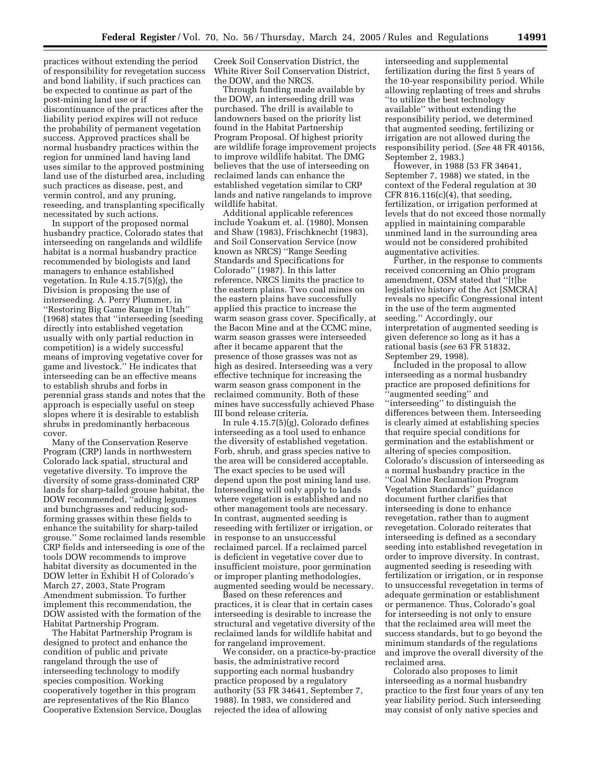practices without extending the period of responsibility for revegetation success and bond liability, if such practices can be expected to continue as part of the post-mining land use or if discontinuance of the practices after the liability period expires will not reduce the probability of permanent vegetation success. Approved practices shall be normal husbandry practices within the region for unmined land having land uses similar to the approved postmining land use of the disturbed area, including such practices as disease, pest, and vermin control, and any pruning, reseeding, and transplanting specifically necessitated by such actions.

In support of the proposed normal husbandry practice, Colorado states that interseeding on rangelands and wildlife habitat is a normal husbandry practice recommended by biologists and land managers to enhance established vegetation. In Rule 4.15.7(5)(g), the Division is proposing the use of interseeding. A. Perry Plummer, in ''Restoring Big Game Range in Utah'' (1968) states that ''interseeding (seeding directly into established vegetation usually with only partial reduction in competition) is a widely successful means of improving vegetative cover for game and livestock.'' He indicates that interseeding can be an effective means to establish shrubs and forbs in perennial grass stands and notes that the approach is especially useful on steep slopes where it is desirable to establish shrubs in predominantly herbaceous cover.

Many of the Conservation Reserve Program (CRP) lands in northwestern Colorado lack spatial, structural and vegetative diversity. To improve the diversity of some grass-dominated CRP lands for sharp-tailed grouse habitat, the DOW recommended, ''adding legumes and bunchgrasses and reducing sod-forming grasses within these fields to enhance the suitability for sharp-tailed grouse.'' Some reclaimed lands resemble CRP fields and interseeding is one of the tools DOW recommends to improve habitat diversity as documented in the DOW letter in Exhibit H of Colorado's March 27, 2003, State Program Amendment submission. To further implement this recommendation, the DOW assisted with the formation of the Habitat Partnership Program.

The Habitat Partnership Program is designed to protect and enhance the condition of public and private rangeland through the use of interseeding technology to modify species composition. Working cooperatively together in this program are representatives of the Rio Blanco Cooperative Extension Service, Douglas Creek Soil Conservation District, the White River Soil Conservation District, the DOW, and the NRCS.

Through funding made available by the DOW, an interseeding drill was purchased. The drill is available to landowners based on the priority list found in the Habitat Partnership Program Proposal. Of highest priority are wildlife forage improvement projects to improve wildlife habitat. The DMG believes that the use of interseeding on reclaimed lands can enhance the established vegetation similar to CRP lands and native rangelands to improve wildlife habitat.

Additional applicable references include Yoakum et. al. (1980), Monsen and Shaw (1983), Frischknecht (1983), and Soil Conservation Service (now known as NRCS) ''Range Seeding Standards and Specifications for Colorado'' (1987). In this latter reference, NRCS limits the practice to the eastern plains. Two coal mines on the eastern plains have successfully applied this practice to increase the warm season grass cover. Specifically, at the Bacon Mine and at the CCMC mine, warm season grasses were interseeded after it became apparent that the presence of those grasses was not as high as desired. Interseeding was a very effective technique for increasing the warm season grass component in the reclaimed community. Both of these mines have successfully achieved Phase III bond release criteria.

In rule 4.15.7(5)(g), Colorado defines interseeding as a tool used to enhance the diversity of established vegetation. Forb, shrub, and grass species native to the area will be considered acceptable. The exact species to be used will depend upon the post mining land use. Interseeding will only apply to lands where vegetation is established and no other management tools are necessary. In contrast, augmented seeding is reseeding with fertilizer or irrigation, or in response to an unsuccessful reclaimed parcel. If a reclaimed parcel is deficient in vegetative cover due to insufficient moisture, poor germination or improper planting methodologies, augmented seeding would be necessary.

Based on these references and practices, it is clear that in certain cases interseeding is desirable to increase the structural and vegetative diversity of the reclaimed lands for wildlife habitat and for rangeland improvement.

We consider, on a practice-by-practice basis, the administrative record supporting each normal husbandry practice proposed by a regulatory authority (53 FR 34641, September 7, 1988). In 1983, we considered and rejected the idea of allowing interseeding and supplemental fertilization during the first 5 years of the 10-year responsibility period. While allowing replanting of trees and shrubs ''to utilize the best technology available'' without extending the responsibility period, we determined that augmented seeding, fertilizing or irrigation are not allowed during the responsibility period. (*See* 48 FR 40156, September 2, 1983.)

However, in 1988 (53 FR 34641, September 7, 1988) we stated, in the context of the Federal regulation at 30 CFR 816.116(c)(4), that seeding, fertilization, or irrigation performed at levels that do not exceed those normally applied in maintaining comparable unmined land in the surrounding area would not be considered prohibited augmentative activities.

Further, in the response to comments received concerning an Ohio program amendment, OSM stated that ''[t]he legislative history of the Act [SMCRA] reveals no specific Congressional intent in the use of the term augmented seeding.'' Accordingly, our interpretation of augmented seeding is given deference so long as it has a rational basis (*see* 63 FR 51832, September 29, 1998).

Included in the proposal to allow interseeding as a normal husbandry practice are proposed definitions for ''augmented seeding'' and ''interseeding'' to distinguish the differences between them. Interseeding is clearly aimed at establishing species that require special conditions for germination and the establishment or altering of species composition. Colorado's discussion of interseeding as a normal husbandry practice in the ''Coal Mine Reclamation Program Vegetation Standards'' guidance document further clarifies that interseeding is done to enhance revegetation, rather than to augment revegetation. Colorado reiterates that interseeding is defined as a secondary seeding into established revegetation in order to improve diversity. In contrast, augmented seeding is reseeding with fertilization or irrigation, or in response to unsuccessful revegetation in terms of adequate germination or establishment or permanence. Thus, Colorado's goal for interseeding is not only to ensure that the reclaimed area will meet the success standards, but to go beyond the minimum standards of the regulations and improve the overall diversity of the reclaimed area.

Colorado also proposes to limit interseeding as a normal husbandry practice to the first four years of any ten year liability period. Such interseeding may consist of only native species and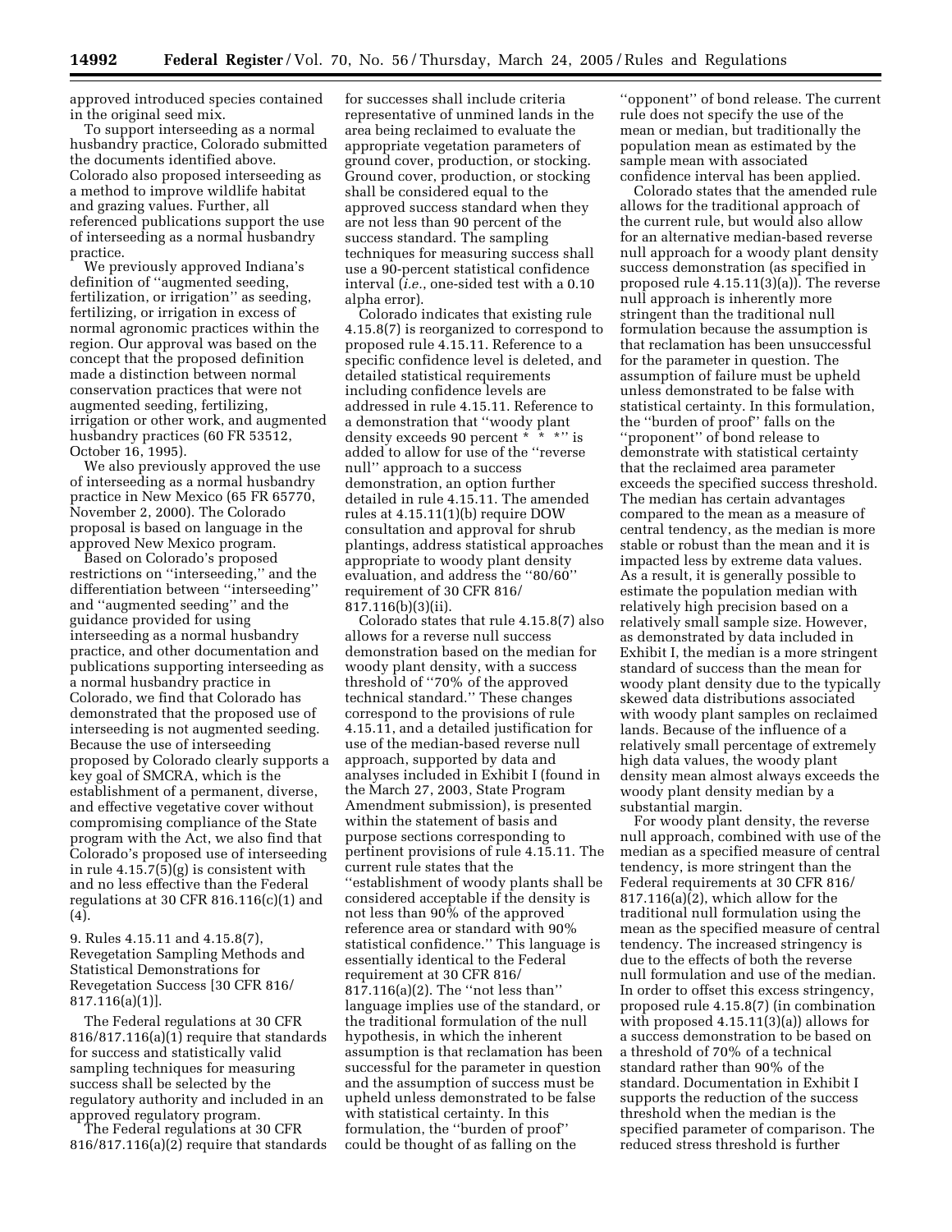approved introduced species contained in the original seed mix.

To support interseeding as a normal husbandry practice, Colorado submitted the documents identified above. Colorado also proposed interseeding as a method to improve wildlife habitat and grazing values. Further, all referenced publications support the use of interseeding as a normal husbandry practice.

We previously approved Indiana's definition of ''augmented seeding, fertilization, or irrigation'' as seeding, fertilizing, or irrigation in excess of normal agronomic practices within the region. Our approval was based on the concept that the proposed definition made a distinction between normal conservation practices that were not augmented seeding, fertilizing, irrigation or other work, and augmented husbandry practices (60 FR 53512, October 16, 1995).

We also previously approved the use of interseeding as a normal husbandry practice in New Mexico (65 FR 65770, November 2, 2000). The Colorado proposal is based on language in the approved New Mexico program.

Based on Colorado's proposed restrictions on ''interseeding,'' and the differentiation between ''interseeding'' and ''augmented seeding'' and the guidance provided for using interseeding as a normal husbandry practice, and other documentation and publications supporting interseeding as a normal husbandry practice in Colorado, we find that Colorado has demonstrated that the proposed use of interseeding is not augmented seeding. Because the use of interseeding proposed by Colorado clearly supports a key goal of SMCRA, which is the establishment of a permanent, diverse, and effective vegetative cover without compromising compliance of the State program with the Act, we also find that Colorado's proposed use of interseeding in rule 4.15.7(5)(g) is consistent with and no less effective than the Federal regulations at 30 CFR 816.116(c)(1) and (4).

9. Rules 4.15.11 and 4.15.8(7), Revegetation Sampling Methods and Statistical Demonstrations for Revegetation Success [30 CFR 816/817.116(a)(1)].

The Federal regulations at 30 CFR 816/817.116(a)(1) require that standards for success and statistically valid sampling techniques for measuring success shall be selected by the regulatory authority and included in an approved regulatory program.

The Federal regulations at 30 CFR 816/817.116(a)(2) require that standards for successes shall include criteria representative of unmined lands in the area being reclaimed to evaluate the appropriate vegetation parameters of ground cover, production, or stocking. Ground cover, production, or stocking shall be considered equal to the approved success standard when they are not less than 90 percent of the success standard. The sampling techniques for measuring success shall use a 90-percent statistical confidence interval (*i.e.*, one-sided test with a 0.10 alpha error).

Colorado indicates that existing rule 4.15.8(7) is reorganized to correspond to proposed rule 4.15.11. Reference to a specific confidence level is deleted, and detailed statistical requirements including confidence levels are addressed in rule 4.15.11. Reference to a demonstration that ''woody plant density exceeds 90 percent * * *'' is added to allow for use of the ''reverse null'' approach to a success demonstration, an option further detailed in rule 4.15.11. The amended rules at 4.15.11(1)(b) require DOW consultation and approval for shrub plantings, address statistical approaches appropriate to woody plant density evaluation, and address the ''80/60'' requirement of 30 CFR 816/817.116(b)(3)(ii).

Colorado states that rule 4.15.8(7) also allows for a reverse null success demonstration based on the median for woody plant density, with a success threshold of ''70% of the approved technical standard.'' These changes correspond to the provisions of rule 4.15.11, and a detailed justification for use of the median-based reverse null approach, supported by data and analyses included in Exhibit I (found in the March 27, 2003, State Program Amendment submission), is presented within the statement of basis and purpose sections corresponding to pertinent provisions of rule 4.15.11. The current rule states that the ''establishment of woody plants shall be considered acceptable if the density is not less than 90% of the approved reference area or standard with 90% statistical confidence.'' This language is essentially identical to the Federal requirement at 30 CFR 816/817.116(a)(2). The ''not less than'' language implies use of the standard, or the traditional formulation of the null hypothesis, in which the inherent assumption is that reclamation has been successful for the parameter in question and the assumption of success must be upheld unless demonstrated to be false with statistical certainty. In this formulation, the ''burden of proof'' could be thought of as falling on the ''opponent'' of bond release. The current rule does not specify the use of the mean or median, but traditionally the population mean as estimated by the sample mean with associated confidence interval has been applied.

Colorado states that the amended rule allows for the traditional approach of the current rule, but would also allow for an alternative median-based reverse null approach for a woody plant density success demonstration (as specified in proposed rule 4.15.11(3)(a)). The reverse null approach is inherently more stringent than the traditional null formulation because the assumption is that reclamation has been unsuccessful for the parameter in question. The assumption of failure must be upheld unless demonstrated to be false with statistical certainty. In this formulation, the ''burden of proof'' falls on the ''proponent'' of bond release to demonstrate with statistical certainty that the reclaimed area parameter exceeds the specified success threshold. The median has certain advantages compared to the mean as a measure of central tendency, as the median is more stable or robust than the mean and it is impacted less by extreme data values. As a result, it is generally possible to estimate the population median with relatively high precision based on a relatively small sample size. However, as demonstrated by data included in Exhibit I, the median is a more stringent standard of success than the mean for woody plant density due to the typically skewed data distributions associated with woody plant samples on reclaimed lands. Because of the influence of a relatively small percentage of extremely high data values, the woody plant density mean almost always exceeds the woody plant density median by a substantial margin.

For woody plant density, the reverse null approach, combined with use of the median as a specified measure of central tendency, is more stringent than the Federal requirements at 30 CFR 816/817.116(a)(2), which allow for the traditional null formulation using the mean as the specified measure of central tendency. The increased stringency is due to the effects of both the reverse null formulation and use of the median. In order to offset this excess stringency, proposed rule 4.15.8(7) (in combination with proposed 4.15.11(3)(a)) allows for a success demonstration to be based on a threshold of 70% of a technical standard rather than 90% of the standard. Documentation in Exhibit I supports the reduction of the success threshold when the median is the specified parameter of comparison. The reduced stress threshold is further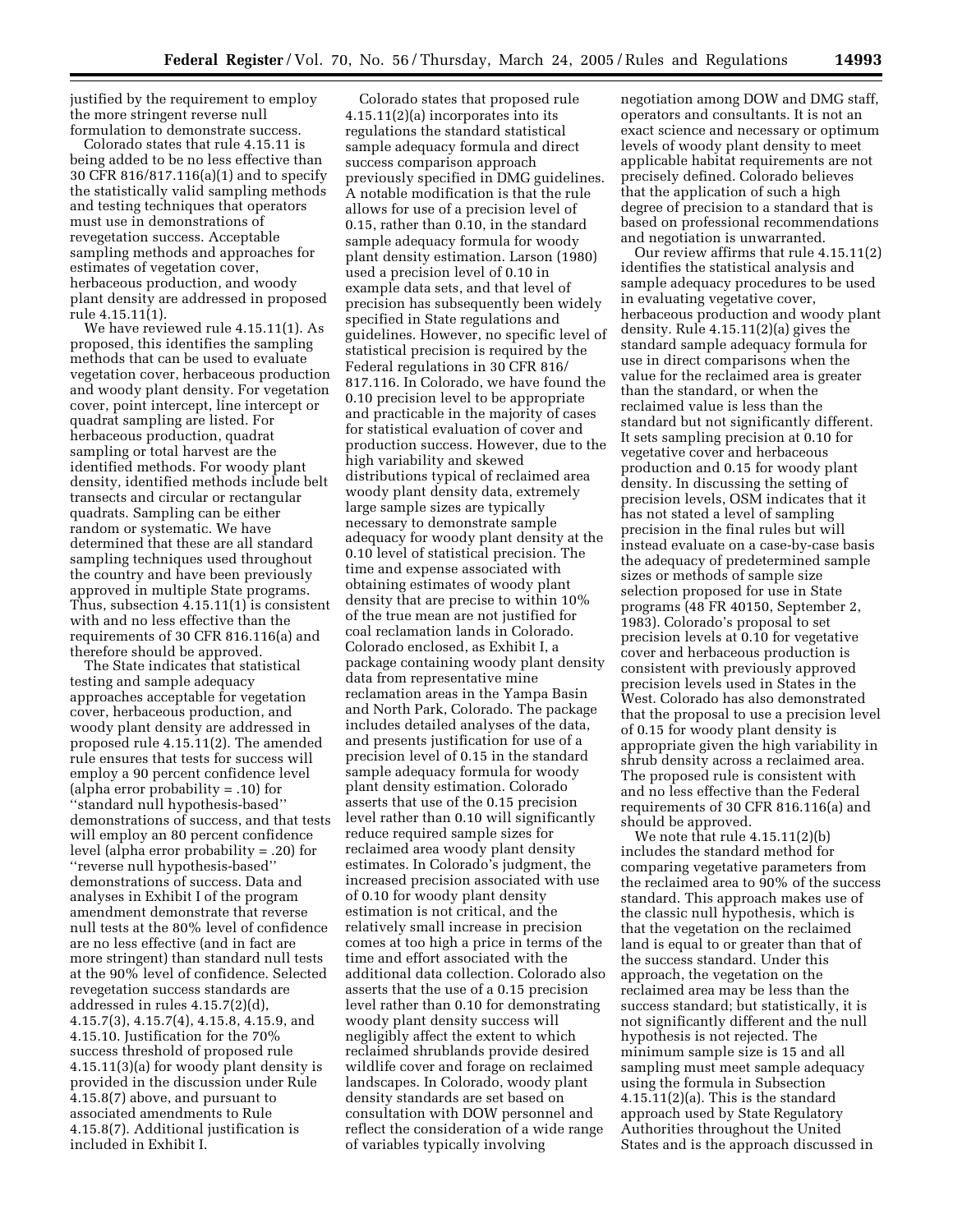justified by the requirement to employ the more stringent reverse null formulation to demonstrate success.

Colorado states that rule 4.15.11 is being added to be no less effective than 30 CFR 816/817.116(a)(1) and to specify the statistically valid sampling methods and testing techniques that operators must use in demonstrations of revegetation success. Acceptable sampling methods and approaches for estimates of vegetation cover, herbaceous production, and woody plant density are addressed in proposed rule 4.15.11(1).

We have reviewed rule 4.15.11(1). As proposed, this identifies the sampling methods that can be used to evaluate vegetation cover, herbaceous production and woody plant density. For vegetation cover, point intercept, line intercept or quadrat sampling are listed. For herbaceous production, quadrat sampling or total harvest are the identified methods. For woody plant density, identified methods include belt transects and circular or rectangular quadrats. Sampling can be either random or systematic. We have determined that these are all standard sampling techniques used throughout the country and have been previously approved in multiple State programs. Thus, subsection 4.15.11(1) is consistent with and no less effective than the requirements of 30 CFR 816.116(a) and therefore should be approved.

The State indicates that statistical testing and sample adequacy approaches acceptable for vegetation cover, herbaceous production, and woody plant density are addressed in proposed rule 4.15.11(2). The amended rule ensures that tests for success will employ a 90 percent confidence level (alpha error probability = .10) for ''standard null hypothesis-based'' demonstrations of success, and that tests will employ an 80 percent confidence level (alpha error probability = .20) for ''reverse null hypothesis-based'' demonstrations of success. Data and analyses in Exhibit I of the program amendment demonstrate that reverse null tests at the 80% level of confidence are no less effective (and in fact are more stringent) than standard null tests at the 90% level of confidence. Selected revegetation success standards are addressed in rules 4.15.7(2)(d), 4.15.7(3), 4.15.7(4), 4.15.8, 4.15.9, and 4.15.10. Justification for the 70% success threshold of proposed rule 4.15.11(3)(a) for woody plant density is provided in the discussion under Rule 4.15.8(7) above, and pursuant to associated amendments to Rule 4.15.8(7). Additional justification is included in Exhibit I.

Colorado states that proposed rule 4.15.11(2)(a) incorporates into its regulations the standard statistical sample adequacy formula and direct success comparison approach previously specified in DMG guidelines. A notable modification is that the rule allows for use of a precision level of 0.15, rather than 0.10, in the standard sample adequacy formula for woody plant density estimation. Larson (1980) used a precision level of 0.10 in example data sets, and that level of precision has subsequently been widely specified in State regulations and guidelines. However, no specific level of statistical precision is required by the Federal regulations in 30 CFR 816/817.116. In Colorado, we have found the 0.10 precision level to be appropriate and practicable in the majority of cases for statistical evaluation of cover and production success. However, due to the high variability and skewed distributions typical of reclaimed area woody plant density data, extremely large sample sizes are typically necessary to demonstrate sample adequacy for woody plant density at the 0.10 level of statistical precision. The time and expense associated with obtaining estimates of woody plant density that are precise to within 10% of the true mean are not justified for coal reclamation lands in Colorado. Colorado enclosed, as Exhibit I, a package containing woody plant density data from representative mine reclamation areas in the Yampa Basin and North Park, Colorado. The package includes detailed analyses of the data, and presents justification for use of a precision level of 0.15 in the standard sample adequacy formula for woody plant density estimation. Colorado asserts that use of the 0.15 precision level rather than 0.10 will significantly reduce required sample sizes for reclaimed area woody plant density estimates. In Colorado's judgment, the increased precision associated with use of 0.10 for woody plant density estimation is not critical, and the relatively small increase in precision comes at too high a price in terms of the time and effort associated with the additional data collection. Colorado also asserts that the use of a 0.15 precision level rather than 0.10 for demonstrating woody plant density success will negligibly affect the extent to which reclaimed shrublands provide desired wildlife cover and forage on reclaimed landscapes. In Colorado, woody plant density standards are set based on consultation with DOW personnel and reflect the consideration of a wide range of variables typically involving negotiation among DOW and DMG staff, operators and consultants. It is not an exact science and necessary or optimum levels of woody plant density to meet applicable habitat requirements are not precisely defined. Colorado believes that the application of such a high degree of precision to a standard that is based on professional recommendations and negotiation is unwarranted.

Our review affirms that rule 4.15.11(2) identifies the statistical analysis and sample adequacy procedures to be used in evaluating vegetative cover, herbaceous production and woody plant density. Rule 4.15.11(2)(a) gives the standard sample adequacy formula for use in direct comparisons when the value for the reclaimed area is greater than the standard, or when the reclaimed value is less than the standard but not significantly different. It sets sampling precision at 0.10 for vegetative cover and herbaceous production and 0.15 for woody plant density. In discussing the setting of precision levels, OSM indicates that it has not stated a level of sampling precision in the final rules but will instead evaluate on a case-by-case basis the adequacy of predetermined sample sizes or methods of sample size selection proposed for use in State programs (48 FR 40150, September 2, 1983). Colorado's proposal to set precision levels at 0.10 for vegetative cover and herbaceous production is consistent with previously approved precision levels used in States in the West. Colorado has also demonstrated that the proposal to use a precision level of 0.15 for woody plant density is appropriate given the high variability in shrub density across a reclaimed area. The proposed rule is consistent with and no less effective than the Federal requirements of 30 CFR 816.116(a) and should be approved.

We note that rule 4.15.11(2)(b) includes the standard method for comparing vegetative parameters from the reclaimed area to 90% of the success standard. This approach makes use of the classic null hypothesis, which is that the vegetation on the reclaimed land is equal to or greater than that of the success standard. Under this approach, the vegetation on the reclaimed area may be less than the success standard; but statistically, it is not significantly different and the null hypothesis is not rejected. The minimum sample size is 15 and all sampling must meet sample adequacy using the formula in Subsection 4.15.11(2)(a). This is the standard approach used by State Regulatory Authorities throughout the United States and is the approach discussed in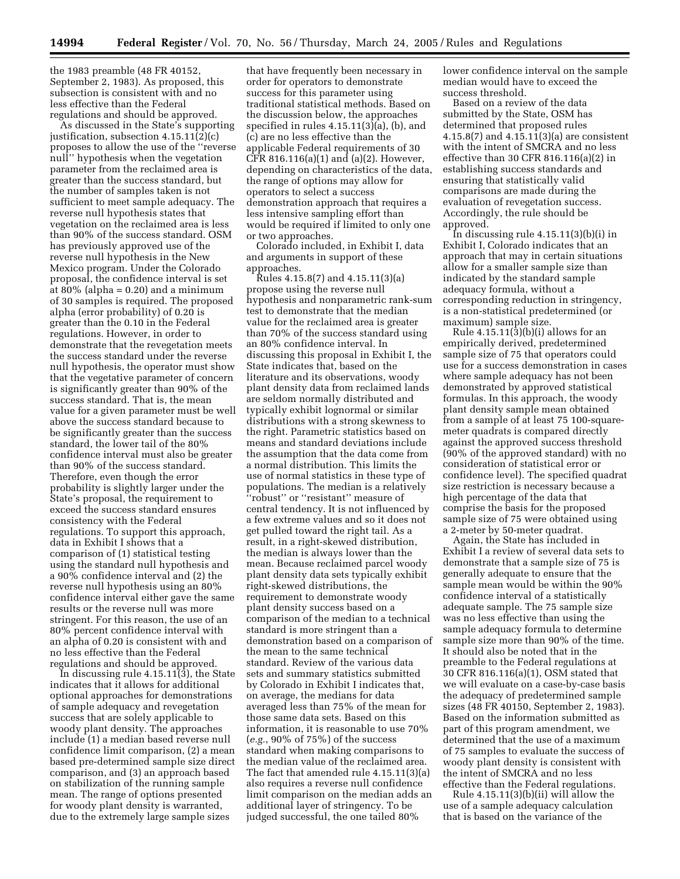the 1983 preamble (48 FR 40152, September 2, 1983). As proposed, this subsection is consistent with and no less effective than the Federal regulations and should be approved.

As discussed in the State's supporting justification, subsection 4.15.11(2)(c) proposes to allow the use of the ''reverse null'' hypothesis when the vegetation parameter from the reclaimed area is greater than the success standard, but the number of samples taken is not sufficient to meet sample adequacy. The reverse null hypothesis states that vegetation on the reclaimed area is less than 90% of the success standard. OSM has previously approved use of the reverse null hypothesis in the New Mexico program. Under the Colorado proposal, the confidence interval is set at 80% (alpha = 0.20) and a minimum of 30 samples is required. The proposed alpha (error probability) of 0.20 is greater than the 0.10 in the Federal regulations. However, in order to demonstrate that the revegetation meets the success standard under the reverse null hypothesis, the operator must show that the vegetative parameter of concern is significantly greater than 90% of the success standard. That is, the mean value for a given parameter must be well above the success standard because to be significantly greater than the success standard, the lower tail of the 80% confidence interval must also be greater than 90% of the success standard. Therefore, even though the error probability is slightly larger under the State's proposal, the requirement to exceed the success standard ensures consistency with the Federal regulations. To support this approach, data in Exhibit I shows that a comparison of (1) statistical testing using the standard null hypothesis and a 90% confidence interval and (2) the reverse null hypothesis using an 80% confidence interval either gave the same results or the reverse null was more stringent. For this reason, the use of an 80% percent confidence interval with an alpha of 0.20 is consistent with and no less effective than the Federal regulations and should be approved.

In discussing rule 4.15.11(3), the State indicates that it allows for additional optional approaches for demonstrations of sample adequacy and revegetation success that are solely applicable to woody plant density. The approaches include (1) a median based reverse null confidence limit comparison, (2) a mean based pre-determined sample size direct comparison, and (3) an approach based on stabilization of the running sample mean. The range of options presented for woody plant density is warranted, due to the extremely large sample sizes that have frequently been necessary in order for operators to demonstrate success for this parameter using traditional statistical methods. Based on the discussion below, the approaches specified in rules 4.15.11(3)(a), (b), and (c) are no less effective than the applicable Federal requirements of 30 CFR 816.116(a)(1) and (a)(2). However, depending on characteristics of the data, the range of options may allow for operators to select a success demonstration approach that requires a less intensive sampling effort than would be required if limited to only one or two approaches.

Colorado included, in Exhibit I, data and arguments in support of these approaches.

Rules 4.15.8(7) and 4.15.11(3)(a) propose using the reverse null hypothesis and nonparametric rank-sum test to demonstrate that the median value for the reclaimed area is greater than 70% of the success standard using an 80% confidence interval. In discussing this proposal in Exhibit I, the State indicates that, based on the literature and its observations, woody plant density data from reclaimed lands are seldom normally distributed and typically exhibit lognormal or similar distributions with a strong skewness to the right. Parametric statistics based on means and standard deviations include the assumption that the data come from a normal distribution. This limits the use of normal statistics in these type of populations. The median is a relatively ''robust'' or ''resistant'' measure of central tendency. It is not influenced by a few extreme values and so it does not get pulled toward the right tail. As a result, in a right-skewed distribution, the median is always lower than the mean. Because reclaimed parcel woody plant density data sets typically exhibit right-skewed distributions, the requirement to demonstrate woody plant density success based on a comparison of the median to a technical standard is more stringent than a demonstration based on a comparison of the mean to the same technical standard. Review of the various data sets and summary statistics submitted by Colorado in Exhibit I indicates that, on average, the medians for data averaged less than 75% of the mean for those same data sets. Based on this information, it is reasonable to use 70% (*e.g.*, 90% of 75%) of the success standard when making comparisons to the median value of the reclaimed area. The fact that amended rule 4.15.11(3)(a) also requires a reverse null confidence limit comparison on the median adds an additional layer of stringency. To be judged successful, the one tailed 80% lower confidence interval on the sample median would have to exceed the success threshold.

Based on a review of the data submitted by the State, OSM has determined that proposed rules 4.15.8(7) and 4.15.11(3)(a) are consistent with the intent of SMCRA and no less effective than 30 CFR 816.116(a)(2) in establishing success standards and ensuring that statistically valid comparisons are made during the evaluation of revegetation success. Accordingly, the rule should be approved.

In discussing rule 4.15.11(3)(b)(i) in Exhibit I, Colorado indicates that an approach that may in certain situations allow for a smaller sample size than indicated by the standard sample adequacy formula, without a corresponding reduction in stringency, is a non-statistical predetermined (or maximum) sample size.

Rule 4.15.11(3)(b)(i) allows for an empirically derived, predetermined sample size of 75 that operators could use for a success demonstration in cases where sample adequacy has not been demonstrated by approved statistical formulas. In this approach, the woody plant density sample mean obtained from a sample of at least 75 100-square-meter quadrats is compared directly against the approved success threshold (90% of the approved standard) with no consideration of statistical error or confidence level). The specified quadrat size restriction is necessary because a high percentage of the data that comprise the basis for the proposed sample size of 75 were obtained using a 2-meter by 50-meter quadrat.

Again, the State has included in Exhibit I a review of several data sets to demonstrate that a sample size of 75 is generally adequate to ensure that the sample mean would be within the 90% confidence interval of a statistically adequate sample. The 75 sample size was no less effective than using the sample adequacy formula to determine sample size more than 90% of the time. It should also be noted that in the preamble to the Federal regulations at 30 CFR 816.116(a)(1), OSM stated that we will evaluate on a case-by-case basis the adequacy of predetermined sample sizes (48 FR 40150, September 2, 1983). Based on the information submitted as part of this program amendment, we determined that the use of a maximum of 75 samples to evaluate the success of woody plant density is consistent with the intent of SMCRA and no less effective than the Federal regulations.

Rule 4.15.11(3)(b)(ii) will allow the use of a sample adequacy calculation that is based on the variance of the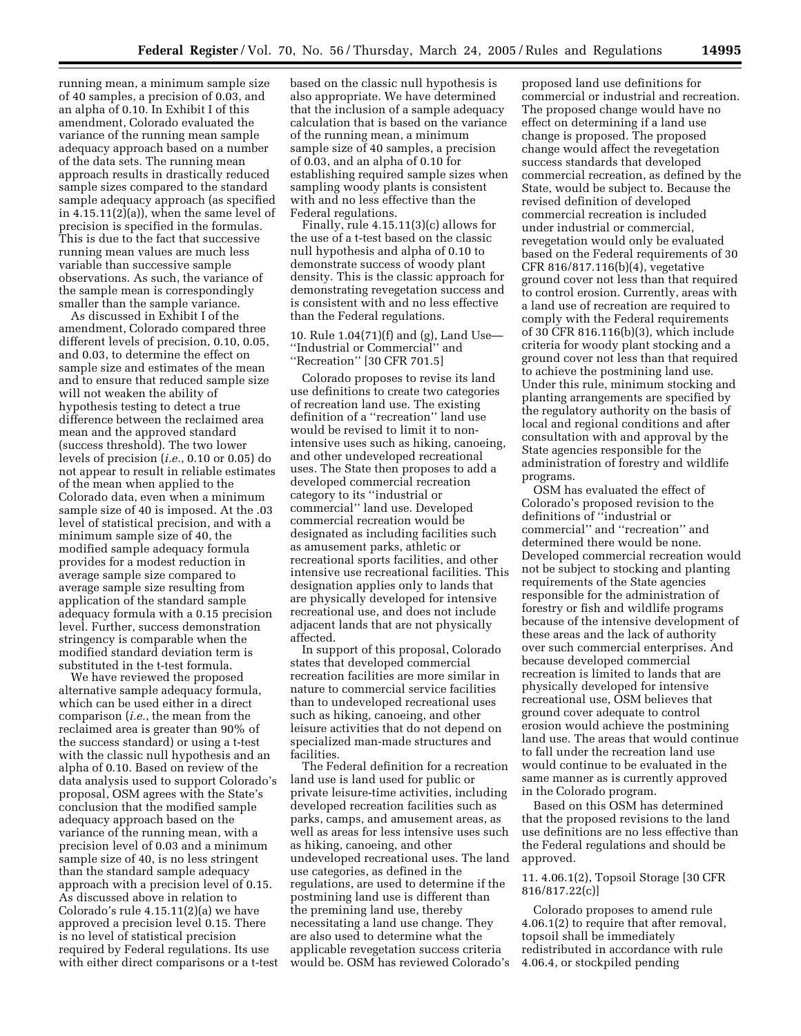running mean, a minimum sample size of 40 samples, a precision of 0.03, and an alpha of 0.10. In Exhibit I of this amendment, Colorado evaluated the variance of the running mean sample adequacy approach based on a number of the data sets. The running mean approach results in drastically reduced sample sizes compared to the standard sample adequacy approach (as specified in 4.15.11(2)(a)), when the same level of precision is specified in the formulas. This is due to the fact that successive running mean values are much less variable than successive sample observations. As such, the variance of the sample mean is correspondingly smaller than the sample variance.

As discussed in Exhibit I of the amendment, Colorado compared three different levels of precision, 0.10, 0.05, and 0.03, to determine the effect on sample size and estimates of the mean and to ensure that reduced sample size will not weaken the ability of hypothesis testing to detect a true difference between the reclaimed area mean and the approved standard (success threshold). The two lower levels of precision (*i.e.*, 0.10 or 0.05) do not appear to result in reliable estimates of the mean when applied to the Colorado data, even when a minimum sample size of 40 is imposed. At the .03 level of statistical precision, and with a minimum sample size of 40, the modified sample adequacy formula provides for a modest reduction in average sample size compared to average sample size resulting from application of the standard sample adequacy formula with a 0.15 precision level. Further, success demonstration stringency is comparable when the modified standard deviation term is substituted in the t-test formula.

We have reviewed the proposed alternative sample adequacy formula, which can be used either in a direct comparison (*i.e.*, the mean from the reclaimed area is greater than 90% of the success standard) or using a t-test with the classic null hypothesis and an alpha of 0.10. Based on review of the data analysis used to support Colorado's proposal, OSM agrees with the State's conclusion that the modified sample adequacy approach based on the variance of the running mean, with a precision level of 0.03 and a minimum sample size of 40, is no less stringent than the standard sample adequacy approach with a precision level of 0.15. As discussed above in relation to Colorado's rule 4.15.11(2)(a) we have approved a precision level 0.15. There is no level of statistical precision required by Federal regulations. Its use with either direct comparisons or a t-test based on the classic null hypothesis is also appropriate. We have determined that the inclusion of a sample adequacy calculation that is based on the variance of the running mean, a minimum sample size of 40 samples, a precision of 0.03, and an alpha of 0.10 for establishing required sample sizes when sampling woody plants is consistent with and no less effective than the Federal regulations.

Finally, rule 4.15.11(3)(c) allows for the use of a t-test based on the classic null hypothesis and alpha of 0.10 to demonstrate success of woody plant density. This is the classic approach for demonstrating revegetation success and is consistent with and no less effective than the Federal regulations.

10. Rule 1.04(71)(f) and (g), Land Use—''Industrial or Commercial'' and ''Recreation'' [30 CFR 701.5]

Colorado proposes to revise its land use definitions to create two categories of recreation land use. The existing definition of a ''recreation'' land use would be revised to limit it to non-intensive uses such as hiking, canoeing, and other undeveloped recreational uses. The State then proposes to add a developed commercial recreation category to its ''industrial or commercial'' land use. Developed commercial recreation would be designated as including facilities such as amusement parks, athletic or recreational sports facilities, and other intensive use recreational facilities. This designation applies only to lands that are physically developed for intensive recreational use, and does not include adjacent lands that are not physically affected.

In support of this proposal, Colorado states that developed commercial recreation facilities are more similar in nature to commercial service facilities than to undeveloped recreational uses such as hiking, canoeing, and other leisure activities that do not depend on specialized man-made structures and facilities.

The Federal definition for a recreation land use is land used for public or private leisure-time activities, including developed recreation facilities such as parks, camps, and amusement areas, as well as areas for less intensive uses such as hiking, canoeing, and other undeveloped recreational uses. The land use categories, as defined in the regulations, are used to determine if the postmining land use is different than the premining land use, thereby necessitating a land use change. They are also used to determine what the applicable revegetation success criteria would be. OSM has reviewed Colorado's proposed land use definitions for commercial or industrial and recreation. The proposed change would have no effect on determining if a land use change is proposed. The proposed change would affect the revegetation success standards that developed commercial recreation, as defined by the State, would be subject to. Because the revised definition of developed commercial recreation is included under industrial or commercial, revegetation would only be evaluated based on the Federal requirements of 30 CFR 816/817.116(b)(4), vegetative ground cover not less than that required to control erosion. Currently, areas with a land use of recreation are required to comply with the Federal requirements of 30 CFR 816.116(b)(3), which include criteria for woody plant stocking and a ground cover not less than that required to achieve the postmining land use. Under this rule, minimum stocking and planting arrangements are specified by the regulatory authority on the basis of local and regional conditions and after consultation with and approval by the State agencies responsible for the administration of forestry and wildlife programs.

OSM has evaluated the effect of Colorado's proposed revision to the definitions of ''industrial or commercial'' and ''recreation'' and determined there would be none. Developed commercial recreation would not be subject to stocking and planting requirements of the State agencies responsible for the administration of forestry or fish and wildlife programs because of the intensive development of these areas and the lack of authority over such commercial enterprises. And because developed commercial recreation is limited to lands that are physically developed for intensive recreational use, OSM believes that ground cover adequate to control erosion would achieve the postmining land use. The areas that would continue to fall under the recreation land use would continue to be evaluated in the same manner as is currently approved in the Colorado program.

Based on this OSM has determined that the proposed revisions to the land use definitions are no less effective than the Federal regulations and should be approved.

11. 4.06.1(2), Topsoil Storage [30 CFR 816/817.22(c)]

Colorado proposes to amend rule 4.06.1(2) to require that after removal, topsoil shall be immediately redistributed in accordance with rule 4.06.4, or stockpiled pending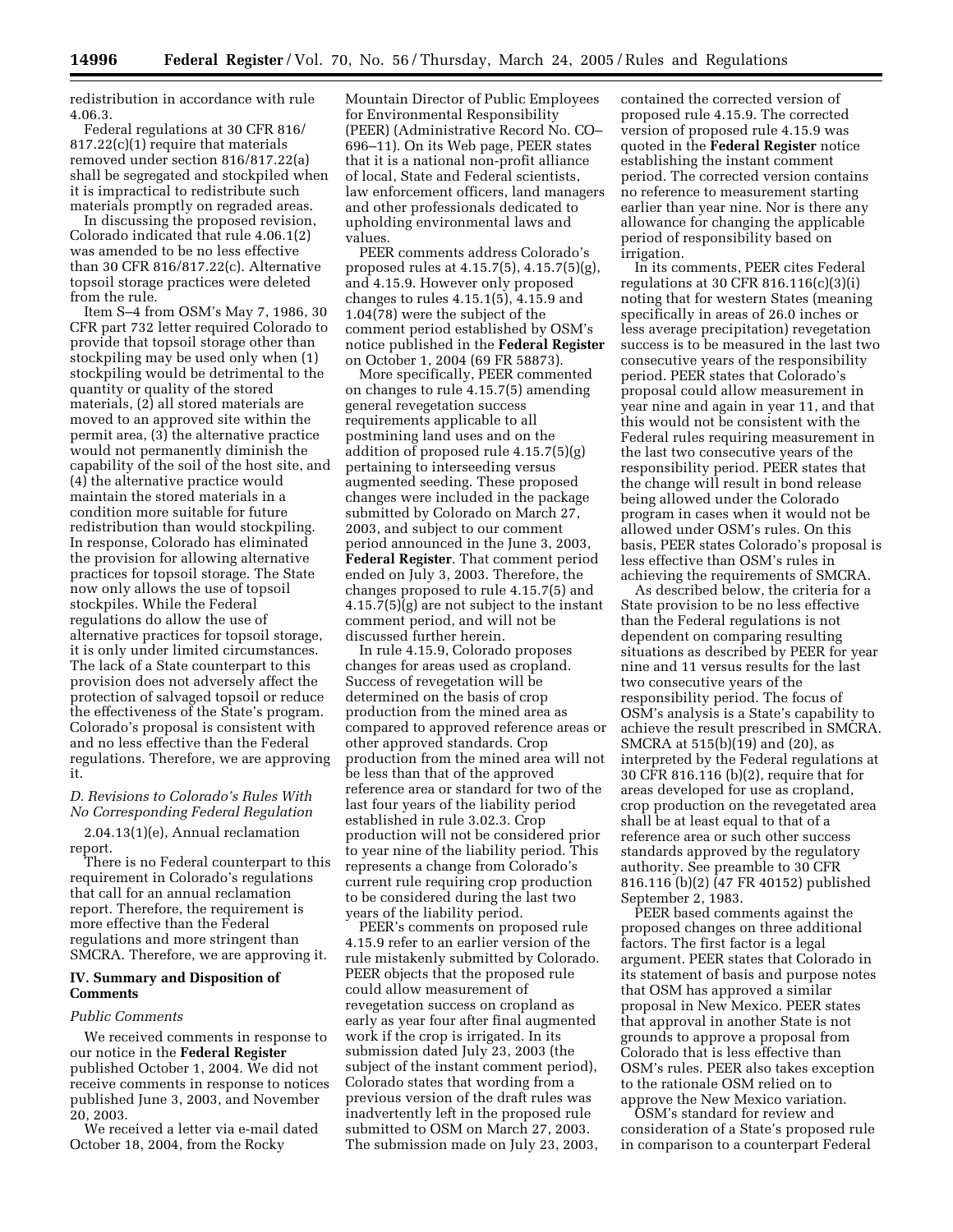redistribution in accordance with rule 4.06.3.

Federal regulations at 30 CFR 816/817.22(c)(1) require that materials removed under section 816/817.22(a) shall be segregated and stockpiled when it is impractical to redistribute such materials promptly on regraded areas.

In discussing the proposed revision, Colorado indicated that rule 4.06.1(2) was amended to be no less effective than 30 CFR 816/817.22(c). Alternative topsoil storage practices were deleted from the rule.

Item S–4 from OSM's May 7, 1986, 30 CFR part 732 letter required Colorado to provide that topsoil storage other than stockpiling may be used only when (1) stockpiling would be detrimental to the quantity or quality of the stored materials, (2) all stored materials are moved to an approved site within the permit area, (3) the alternative practice would not permanently diminish the capability of the soil of the host site, and (4) the alternative practice would maintain the stored materials in a condition more suitable for future redistribution than would stockpiling. In response, Colorado has eliminated the provision for allowing alternative practices for topsoil storage. The State now only allows the use of topsoil stockpiles. While the Federal regulations do allow the use of alternative practices for topsoil storage, it is only under limited circumstances. The lack of a State counterpart to this provision does not adversely affect the protection of salvaged topsoil or reduce the effectiveness of the State's program. Colorado's proposal is consistent with and no less effective than the Federal regulations. Therefore, we are approving it.

### *D. Revisions to Colorado's Rules With No Corresponding Federal Regulation*

2.04.13(1)(e), Annual reclamation report.

There is no Federal counterpart to this requirement in Colorado's regulations that call for an annual reclamation report. Therefore, the requirement is more effective than the Federal regulations and more stringent than SMCRA. Therefore, we are approving it.

## IV. Summary and Disposition of Comments

### *Public Comments*

We received comments in response to our notice in the **Federal Register** published October 1, 2004. We did not receive comments in response to notices published June 3, 2003, and November 20, 2003.

We received a letter via e-mail dated October 18, 2004, from the Rocky Mountain Director of Public Employees for Environmental Responsibility (PEER) (Administrative Record No. CO–696–11). On its Web page, PEER states that it is a national non-profit alliance of local, State and Federal scientists, law enforcement officers, land managers and other professionals dedicated to upholding environmental laws and values.

PEER comments address Colorado's proposed rules at 4.15.7(5), 4.15.7(5)(g), and 4.15.9. However only proposed changes to rules 4.15.1(5), 4.15.9 and 1.04(78) were the subject of the comment period established by OSM's notice published in the **Federal Register** on October 1, 2004 (69 FR 58873).

More specifically, PEER commented on changes to rule 4.15.7(5) amending general revegetation success requirements applicable to all postmining land uses and on the addition of proposed rule 4.15.7(5)(g) pertaining to interseeding versus augmented seeding. These proposed changes were included in the package submitted by Colorado on March 27, 2003, and subject to our comment period announced in the June 3, 2003, **Federal Register**. That comment period ended on July 3, 2003. Therefore, the changes proposed to rule 4.15.7(5) and 4.15.7(5)(g) are not subject to the instant comment period, and will not be discussed further herein.

In rule 4.15.9, Colorado proposes changes for areas used as cropland. Success of revegetation will be determined on the basis of crop production from the mined area as compared to approved reference areas or other approved standards. Crop production from the mined area will not be less than that of the approved reference area or standard for two of the last four years of the liability period established in rule 3.02.3. Crop production will not be considered prior to year nine of the liability period. This represents a change from Colorado's current rule requiring crop production to be considered during the last two years of the liability period.

PEER's comments on proposed rule 4.15.9 refer to an earlier version of the rule mistakenly submitted by Colorado. PEER objects that the proposed rule could allow measurement of revegetation success on cropland as early as year four after final augmented work if the crop is irrigated. In its submission dated July 23, 2003 (the subject of the instant comment period), Colorado states that wording from a previous version of the draft rules was inadvertently left in the proposed rule submitted to OSM on March 27, 2003. The submission made on July 23, 2003, contained the corrected version of proposed rule 4.15.9. The corrected version of proposed rule 4.15.9 was quoted in the **Federal Register** notice establishing the instant comment period. The corrected version contains no reference to measurement starting earlier than year nine. Nor is there any allowance for changing the applicable period of responsibility based on irrigation.

In its comments, PEER cites Federal regulations at 30 CFR 816.116(c)(3)(i) noting that for western States (meaning specifically in areas of 26.0 inches or less average precipitation) revegetation success is to be measured in the last two consecutive years of the responsibility period. PEER states that Colorado's proposal could allow measurement in year nine and again in year 11, and that this would not be consistent with the Federal rules requiring measurement in the last two consecutive years of the responsibility period. PEER states that the change will result in bond release being allowed under the Colorado program in cases when it would not be allowed under OSM's rules. On this basis, PEER states Colorado's proposal is less effective than OSM's rules in achieving the requirements of SMCRA.

As described below, the criteria for a State provision to be no less effective than the Federal regulations is not dependent on comparing resulting situations as described by PEER for year nine and 11 versus results for the last two consecutive years of the responsibility period. The focus of OSM's analysis is a State's capability to achieve the result prescribed in SMCRA. SMCRA at 515(b)(19) and (20), as interpreted by the Federal regulations at 30 CFR 816.116 (b)(2), require that for areas developed for use as cropland, crop production on the revegetated area shall be at least equal to that of a reference area or such other success standards approved by the regulatory authority. See preamble to 30 CFR 816.116 (b)(2) (47 FR 40152) published September 2, 1983.

PEER based comments against the proposed changes on three additional factors. The first factor is a legal argument. PEER states that Colorado in its statement of basis and purpose notes that OSM has approved a similar proposal in New Mexico. PEER states that approval in another State is not grounds to approve a proposal from Colorado that is less effective than OSM's rules. PEER also takes exception to the rationale OSM relied on to approve the New Mexico variation.

OSM's standard for review and consideration of a State's proposed rule in comparison to a counterpart Federal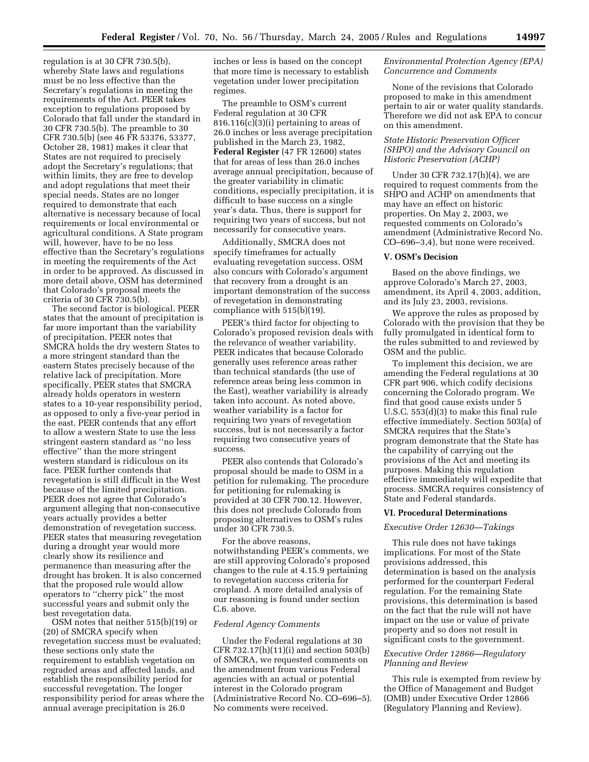regulation is at 30 CFR 730.5(b), whereby State laws and regulations must be no less effective than the Secretary's regulations in meeting the requirements of the Act. PEER takes exception to regulations proposed by Colorado that fall under the standard in 30 CFR 730.5(b). The preamble to 30 CFR 730.5(b) (see 46 FR 53376, 53377, October 28, 1981) makes it clear that States are not required to precisely adopt the Secretary's regulations; that within limits, they are free to develop and adopt regulations that meet their special needs. States are no longer required to demonstrate that each alternative is necessary because of local requirements or local environmental or agricultural conditions. A State program will, however, have to be no less effective than the Secretary's regulations in meeting the requirements of the Act in order to be approved. As discussed in more detail above, OSM has determined that Colorado's proposal meets the criteria of 30 CFR 730.5(b).

The second factor is biological. PEER states that the amount of precipitation is far more important than the variability of precipitation. PEER notes that SMCRA holds the dry western States to a more stringent standard than the eastern States precisely because of the relative lack of precipitation. More specifically, PEER states that SMCRA already holds operators in western states to a 10-year responsibility period, as opposed to only a five-year period in the east. PEER contends that any effort to allow a western State to use the less stringent eastern standard as "no less effective" than the more stringent western standard is ridiculous on its face. PEER further contends that revegetation is still difficult in the West because of the limited precipitation. PEER does not agree that Colorado's argument alleging that non-consecutive years actually provides a better demonstration of revegetation success. PEER states that measuring revegetation during a drought year would more clearly show its resilience and permanence than measuring after the drought has broken. It is also concerned that the proposed rule would allow operators to "cherry pick" the most successful years and submit only the best revegetation data.

OSM notes that neither 515(b)(19) or (20) of SMCRA specify when revegetation success must be evaluated; these sections only state the requirement to establish vegetation on regraded areas and affected lands, and establish the responsibility period for successful revegetation. The longer responsibility period for areas where the annual average precipitation is 26.0 inches or less is based on the concept that more time is necessary to establish vegetation under lower precipitation regimes.

The preamble to OSM's current Federal regulation at 30 CFR 816.116(c)(3)(i) pertaining to areas of 26.0 inches or less average precipitation published in the March 23, 1982, **Federal Register** (47 FR 12600) states that for areas of less than 26.0 inches average annual precipitation, because of the greater variability in climatic conditions, especially precipitation, it is difficult to base success on a single year's data. Thus, there is support for requiring two years of success, but not necessarily for consecutive years.

Additionally, SMCRA does not specify timeframes for actually evaluating revegetation success. OSM also concurs with Colorado's argument that recovery from a drought is an important demonstration of the success of revegetation in demonstrating compliance with 515(b)(19).

PEER's third factor for objecting to Colorado's proposed revision deals with the relevance of weather variability. PEER indicates that because Colorado generally uses reference areas rather than technical standards (the use of reference areas being less common in the East), weather variability is already taken into account. As noted above, weather variability is a factor for requiring two years of revegetation success, but is not necessarily a factor requiring two consecutive years of success.

PEER also contends that Colorado's proposal should be made to OSM in a petition for rulemaking. The procedure for petitioning for rulemaking is provided at 30 CFR 700.12. However, this does not preclude Colorado from proposing alternatives to OSM's rules under 30 CFR 730.5.

For the above reasons, notwithstanding PEER's comments, we are still approving Colorado's proposed changes to the rule at 4.15.9 pertaining to revegetation success criteria for cropland. A more detailed analysis of our reasoning is found under section C.6. above.

*Federal Agency Comments*

Under the Federal regulations at 30 CFR 732.17(h)(11)(i) and section 503(b) of SMCRA, we requested comments on the amendment from various Federal agencies with an actual or potential interest in the Colorado program (Administrative Record No. CO–696–5). No comments were received.

*Environmental Protection Agency (EPA) Concurrence and Comments*

None of the revisions that Colorado proposed to make in this amendment pertain to air or water quality standards. Therefore we did not ask EPA to concur on this amendment.

*State Historic Preservation Officer (SHPO) and the Advisory Council on Historic Preservation (ACHP)*

Under 30 CFR 732.17(h)(4), we are required to request comments from the SHPO and ACHP on amendments that may have an effect on historic properties. On May 2, 2003, we requested comments on Colorado's amendment (Administrative Record No. CO–696–3,4), but none were received.

## V. OSM's Decision

Based on the above findings, we approve Colorado's March 27, 2003, amendment, its April 4, 2003, addition, and its July 23, 2003, revisions.

We approve the rules as proposed by Colorado with the provision that they be fully promulgated in identical form to the rules submitted to and reviewed by OSM and the public.

To implement this decision, we are amending the Federal regulations at 30 CFR part 906, which codify decisions concerning the Colorado program. We find that good cause exists under 5 U.S.C. 553(d)(3) to make this final rule effective immediately. Section 503(a) of SMCRA requires that the State's program demonstrate that the State has the capability of carrying out the provisions of the Act and meeting its purposes. Making this regulation effective immediately will expedite that process. SMCRA requires consistency of State and Federal standards.

## VI. Procedural Determinations

*Executive Order 12630—Takings*

This rule does not have takings implications. For most of the State provisions addressed, this determination is based on the analysis performed for the counterpart Federal regulation. For the remaining State provisions, this determination is based on the fact that the rule will not have impact on the use or value of private property and so does not result in significant costs to the government.

*Executive Order 12866—Regulatory Planning and Review*

This rule is exempted from review by the Office of Management and Budget (OMB) under Executive Order 12866 (Regulatory Planning and Review).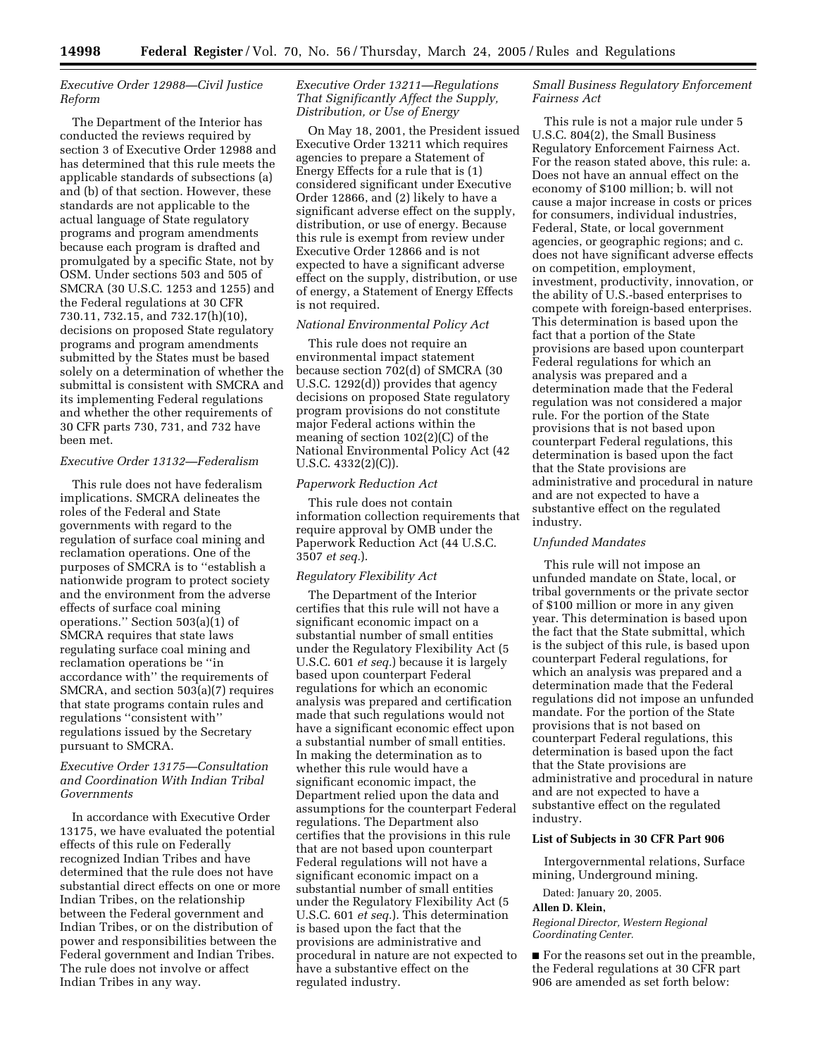*Executive Order 12988—Civil Justice Reform*

The Department of the Interior has conducted the reviews required by section 3 of Executive Order 12988 and has determined that this rule meets the applicable standards of subsections (a) and (b) of that section. However, these standards are not applicable to the actual language of State regulatory programs and program amendments because each program is drafted and promulgated by a specific State, not by OSM. Under sections 503 and 505 of SMCRA (30 U.S.C. 1253 and 1255) and the Federal regulations at 30 CFR 730.11, 732.15, and 732.17(h)(10), decisions on proposed State regulatory programs and program amendments submitted by the States must be based solely on a determination of whether the submittal is consistent with SMCRA and its implementing Federal regulations and whether the other requirements of 30 CFR parts 730, 731, and 732 have been met.

*Executive Order 13132—Federalism*

This rule does not have federalism implications. SMCRA delineates the roles of the Federal and State governments with regard to the regulation of surface coal mining and reclamation operations. One of the purposes of SMCRA is to "establish a nationwide program to protect society and the environment from the adverse effects of surface coal mining operations." Section 503(a)(1) of SMCRA requires that state laws regulating surface coal mining and reclamation operations be "in accordance with" the requirements of SMCRA, and section 503(a)(7) requires that state programs contain rules and regulations "consistent with" regulations issued by the Secretary pursuant to SMCRA.

*Executive Order 13175—Consultation and Coordination With Indian Tribal Governments*

In accordance with Executive Order 13175, we have evaluated the potential effects of this rule on Federally recognized Indian Tribes and have determined that the rule does not have substantial direct effects on one or more Indian Tribes, on the relationship between the Federal government and Indian Tribes, or on the distribution of power and responsibilities between the Federal government and Indian Tribes. The rule does not involve or affect Indian Tribes in any way.

*Executive Order 13211—Regulations That Significantly Affect the Supply, Distribution, or Use of Energy*

On May 18, 2001, the President issued Executive Order 13211 which requires agencies to prepare a Statement of Energy Effects for a rule that is (1) considered significant under Executive Order 12866, and (2) likely to have a significant adverse effect on the supply, distribution, or use of energy. Because this rule is exempt from review under Executive Order 12866 and is not expected to have a significant adverse effect on the supply, distribution, or use of energy, a Statement of Energy Effects is not required.

*National Environmental Policy Act*

This rule does not require an environmental impact statement because section 702(d) of SMCRA (30 U.S.C. 1292(d)) provides that agency decisions on proposed State regulatory program provisions do not constitute major Federal actions within the meaning of section 102(2)(C) of the National Environmental Policy Act (42 U.S.C. 4332(2)(C)).

*Paperwork Reduction Act*

This rule does not contain information collection requirements that require approval by OMB under the Paperwork Reduction Act (44 U.S.C. 3507 *et seq.*).

*Regulatory Flexibility Act*

The Department of the Interior certifies that this rule will not have a significant economic impact on a substantial number of small entities under the Regulatory Flexibility Act (5 U.S.C. 601 *et seq.*) because it is largely based upon counterpart Federal regulations for which an economic analysis was prepared and certification made that such regulations would not have a significant economic effect upon a substantial number of small entities. In making the determination as to whether this rule would have a significant economic impact, the Department relied upon the data and assumptions for the counterpart Federal regulations. The Department also certifies that the provisions in this rule that are not based upon counterpart Federal regulations will not have a significant economic impact on a substantial number of small entities under the Regulatory Flexibility Act (5 U.S.C. 601 *et seq.*). This determination is based upon the fact that the provisions are administrative and procedural in nature are not expected to have a substantive effect on the regulated industry.

*Small Business Regulatory Enforcement Fairness Act*

This rule is not a major rule under 5 U.S.C. 804(2), the Small Business Regulatory Enforcement Fairness Act. For the reason stated above, this rule: a. Does not have an annual effect on the economy of $100 million; b. will not cause a major increase in costs or prices for consumers, individual industries, Federal, State, or local government agencies, or geographic regions; and c. does not have significant adverse effects on competition, employment, investment, productivity, innovation, or the ability of U.S.-based enterprises to compete with foreign-based enterprises. This determination is based upon the fact that a portion of the State provisions are based upon counterpart Federal regulations for which an analysis was prepared and a determination made that the Federal regulation was not considered a major rule. For the portion of the State provisions that is not based upon counterpart Federal regulations, this determination is based upon the fact that the State provisions are administrative and procedural in nature and are not expected to have a substantive effect on the regulated industry.

*Unfunded Mandates*

This rule will not impose an unfunded mandate on State, local, or tribal governments or the private sector of $100 million or more in any given year. This determination is based upon the fact that the State submittal, which is the subject of this rule, is based upon counterpart Federal regulations, for which an analysis was prepared and a determination made that the Federal regulations did not impose an unfunded mandate. For the portion of the State provisions that is not based on counterpart Federal regulations, this determination is based upon the fact that the State provisions are administrative and procedural in nature and are not expected to have a substantive effect on the regulated industry.

**List of Subjects in 30 CFR Part 906**

Intergovernmental relations, Surface mining, Underground mining.

Dated: January 20, 2005.

**Allen D. Klein,**

*Regional Director, Western Regional Coordinating Center.*

■ For the reasons set out in the preamble, the Federal regulations at 30 CFR part 906 are amended as set forth below: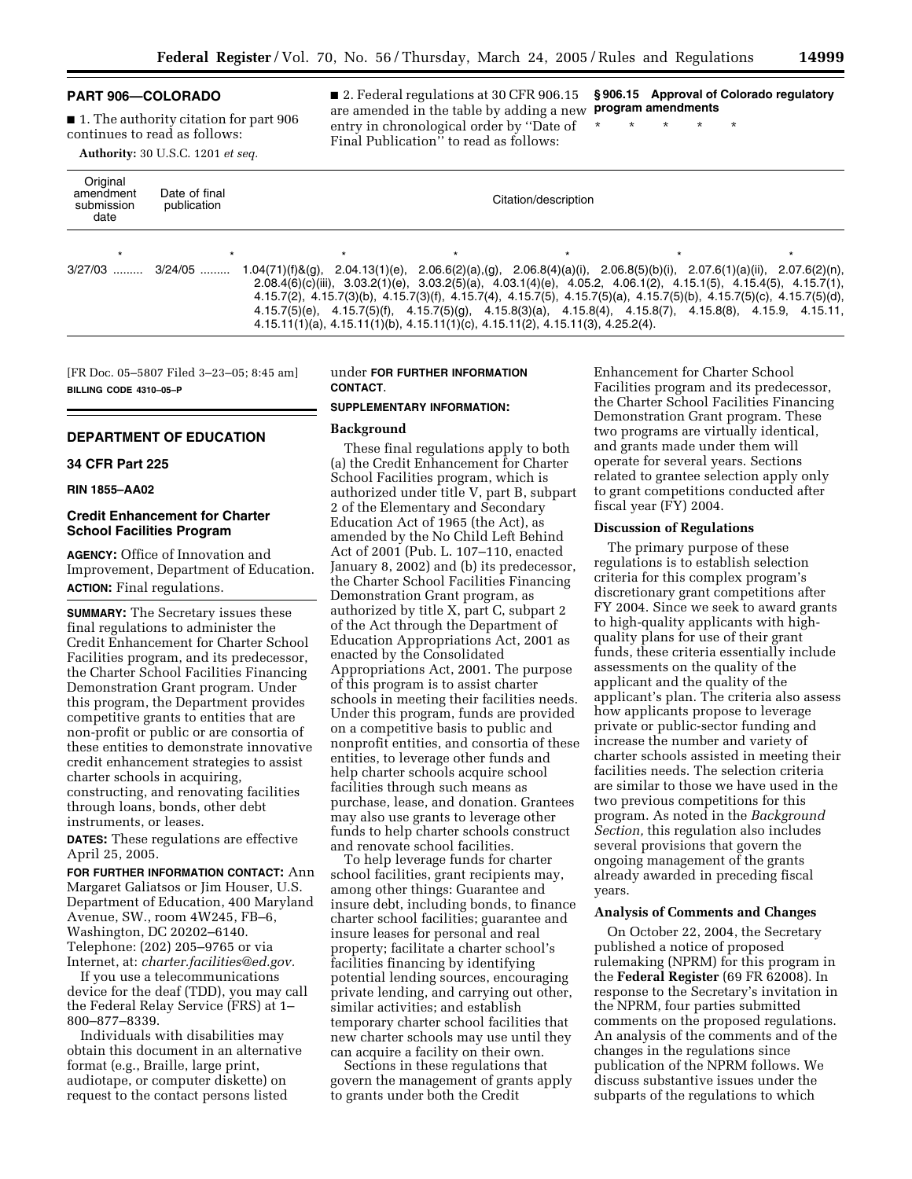## PART 906—COLORADO

■ 1. The authority citation for part 906 continues to read as follows:

**Authority:** 30 U.S.C. 1201 *et seq.*

■ 2. Federal regulations at 30 CFR 906.15 are amended in the table by adding a new entry in chronological order by "Date of Final Publication" to read as follows:

**§ 906.15 Approval of Colorado regulatory program amendments**

* * * * *

| Original amendment submission date | Date of final publication | Citation/description |
|---|---|---|
| * | * | * * * * * |
| 3/27/03 ......... | 3/24/05 ......... | 1.04(71)(f)&(g), 2.04.13(1)(e), 2.06.6(2)(a),(g), 2.06.8(4)(a)(i), 2.06.8(5)(b)(i), 2.07.6(1)(a)(ii), 2.07.6(2)(n), 2.08.4(6)(c)(iii), 3.03.2(1)(e), 3.03.2(5)(a), 4.03.1(4)(e), 4.05.2, 4.06.1(2), 4.15.1(5), 4.15.4(5), 4.15.7(1), 4.15.7(2), 4.15.7(3)(b), 4.15.7(3)(f), 4.15.7(4), 4.15.7(5), 4.15.7(5)(a), 4.15.7(5)(b), 4.15.7(5)(c), 4.15.7(5)(d), 4.15.7(5)(e), 4.15.7(5)(f), 4.15.7(5)(g), 4.15.8(3)(a), 4.15.8(4), 4.15.8(7), 4.15.8(8), 4.15.9, 4.15.11, 4.15.11(1)(a), 4.15.11(1)(b), 4.15.11(1)(c), 4.15.11(2), 4.15.11(3), 4.25.2(4). |

[FR Doc. 05–5807 Filed 3–23–05; 8:45 am]

**BILLING CODE 4310–05–P**

## DEPARTMENT OF EDUCATION

### 34 CFR Part 225

### RIN 1855–AA02

### Credit Enhancement for Charter School Facilities Program

**AGENCY:** Office of Innovation and Improvement, Department of Education.

**ACTION:** Final regulations.

**SUMMARY:** The Secretary issues these final regulations to administer the Credit Enhancement for Charter School Facilities program, and its predecessor, the Charter School Facilities Financing Demonstration Grant program. Under this program, the Department provides competitive grants to entities that are non-profit or public or are consortia of these entities to demonstrate innovative credit enhancement strategies to assist charter schools in acquiring, constructing, and renovating facilities through loans, bonds, other debt instruments, or leases.

**DATES:** These regulations are effective April 25, 2005.

**FOR FURTHER INFORMATION CONTACT:** Ann Margaret Galiatsos or Jim Houser, U.S. Department of Education, 400 Maryland Avenue, SW., room 4W245, FB–6, Washington, DC 20202–6140. Telephone: (202) 205–9765 or via Internet, at: *charter.facilities@ed.gov.*

If you use a telecommunications device for the deaf (TDD), you may call the Federal Relay Service (FRS) at 1–800–877–8339.

Individuals with disabilities may obtain this document in an alternative format (e.g., Braille, large print, audiotape, or computer diskette) on request to the contact persons listed under **FOR FURTHER INFORMATION CONTACT**.

**SUPPLEMENTARY INFORMATION:**

**Background**

These final regulations apply to both (a) the Credit Enhancement for Charter School Facilities program, which is authorized under title V, part B, subpart 2 of the Elementary and Secondary Education Act of 1965 (the Act), as amended by the No Child Left Behind Act of 2001 (Pub. L. 107–110, enacted January 8, 2002) and (b) its predecessor, the Charter School Facilities Financing Demonstration Grant program, as authorized by title X, part C, subpart 2 of the Act through the Department of Education Appropriations Act, 2001 as enacted by the Consolidated Appropriations Act, 2001. The purpose of this program is to assist charter schools in meeting their facilities needs. Under this program, funds are provided on a competitive basis to public and nonprofit entities, and consortia of these entities, to leverage other funds and help charter schools acquire school facilities through such means as purchase, lease, and donation. Grantees may also use grants to leverage other funds to help charter schools construct and renovate school facilities.

To help leverage funds for charter school facilities, grant recipients may, among other things: Guarantee and insure debt, including bonds, to finance charter school facilities; guarantee and insure leases for personal and real property; facilitate a charter school's facilities financing by identifying potential lending sources, encouraging private lending, and carrying out other, similar activities; and establish temporary charter school facilities that new charter schools may use until they can acquire a facility on their own.

Sections in these regulations that govern the management of grants apply to grants under both the Credit Enhancement for Charter School Facilities program and its predecessor, the Charter School Facilities Financing Demonstration Grant program. These two programs are virtually identical, and grants made under them will operate for several years. Sections related to grantee selection apply only to grant competitions conducted after fiscal year (FY) 2004.

**Discussion of Regulations**

The primary purpose of these regulations is to establish selection criteria for this complex program's discretionary grant competitions after FY 2004. Since we seek to award grants to high-quality applicants with high-quality plans for use of their grant funds, these criteria essentially include assessments on the quality of the applicant and the quality of the applicant's plan. The criteria also assess how applicants propose to leverage private or public-sector funding and increase the number and variety of charter schools assisted in meeting their facilities needs. The selection criteria are similar to those we have used in the two previous competitions for this program. As noted in the *Background Section,* this regulation also includes several provisions that govern the ongoing management of the grants already awarded in preceding fiscal years.

**Analysis of Comments and Changes**

On October 22, 2004, the Secretary published a notice of proposed rulemaking (NPRM) for this program in the **Federal Register** (69 FR 62008). In response to the Secretary's invitation in the NPRM, four parties submitted comments on the proposed regulations. An analysis of the comments and of the changes in the regulations since publication of the NPRM follows. We discuss substantive issues under the subparts of the regulations to which